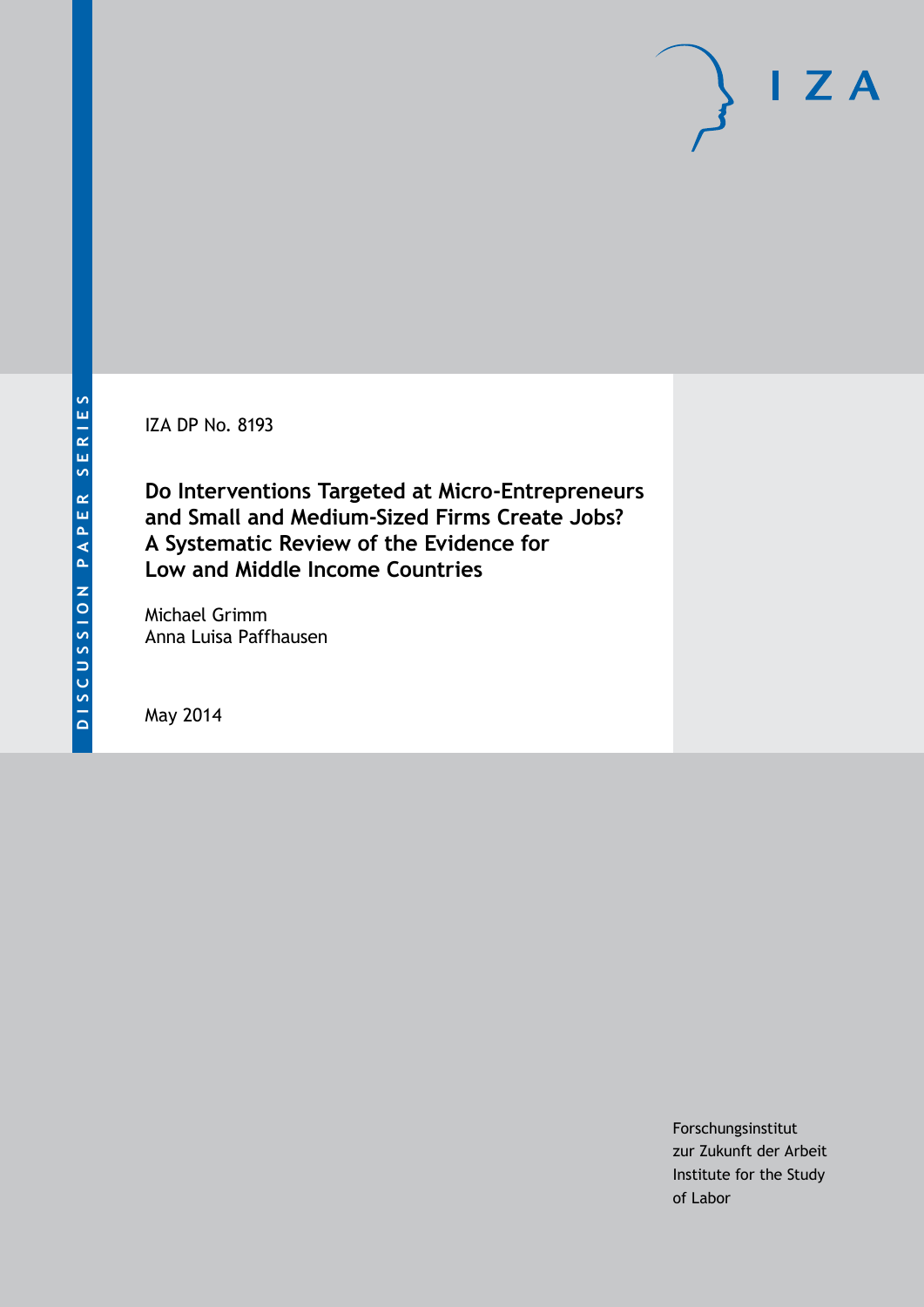DISCUSSION PAPER SERIES

IZA

IZA DP No. 8193

# Do Interventions Targeted at Micro-Entrepreneurs and Small and Medium-Sized Firms Create Jobs? A Systematic Review of the Evidence for Low and Middle Income Countries

Michael Grimm
Anna Luisa Paffhausen

May 2014

Forschungsinstitut
zur Zukunft der Arbeit
Institute for the Study
of Labor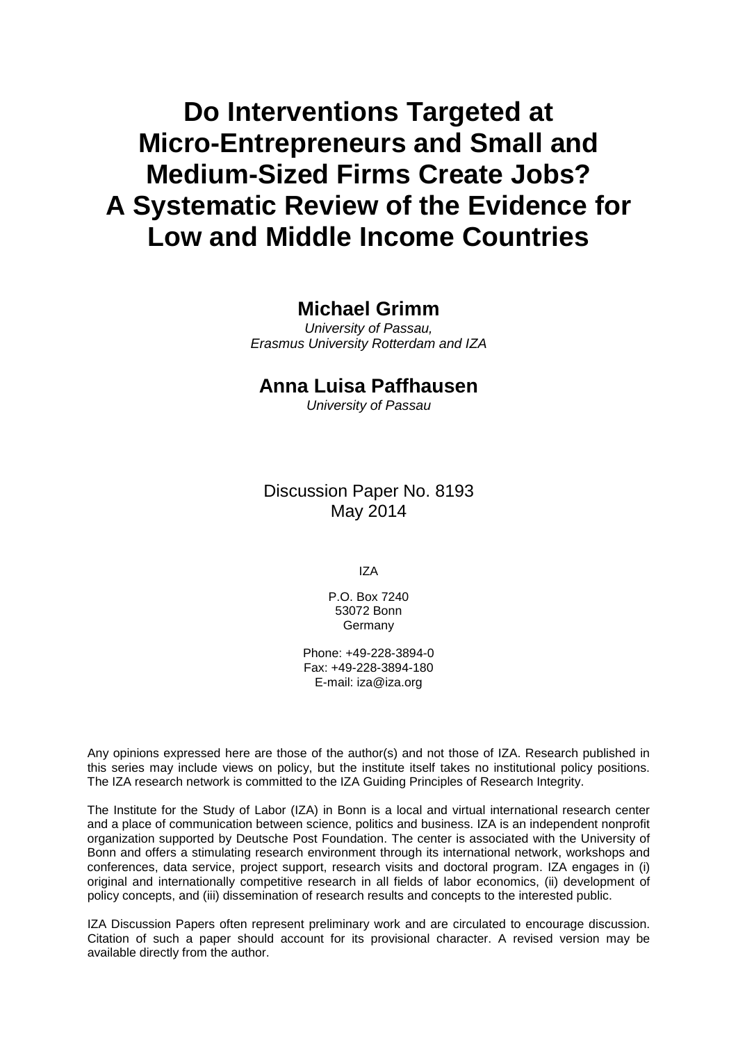# Do Interventions Targeted at Micro-Entrepreneurs and Small and Medium-Sized Firms Create Jobs? A Systematic Review of the Evidence for Low and Middle Income Countries

**Michael Grimm**

*University of Passau,*
*Erasmus University Rotterdam and IZA*

**Anna Luisa Paffhausen**

*University of Passau*

Discussion Paper No. 8193
May 2014

IZA

P.O. Box 7240
53072 Bonn
Germany

Phone: +49-228-3894-0
Fax: +49-228-3894-180
E-mail: iza@iza.org

Any opinions expressed here are those of the author(s) and not those of IZA. Research published in this series may include views on policy, but the institute itself takes no institutional policy positions. The IZA research network is committed to the IZA Guiding Principles of Research Integrity.

The Institute for the Study of Labor (IZA) in Bonn is a local and virtual international research center and a place of communication between science, politics and business. IZA is an independent nonprofit organization supported by Deutsche Post Foundation. The center is associated with the University of Bonn and offers a stimulating research environment through its international network, workshops and conferences, data service, project support, research visits and doctoral program. IZA engages in (i) original and internationally competitive research in all fields of labor economics, (ii) development of policy concepts, and (iii) dissemination of research results and concepts to the interested public.

IZA Discussion Papers often represent preliminary work and are circulated to encourage discussion. Citation of such a paper should account for its provisional character. A revised version may be available directly from the author.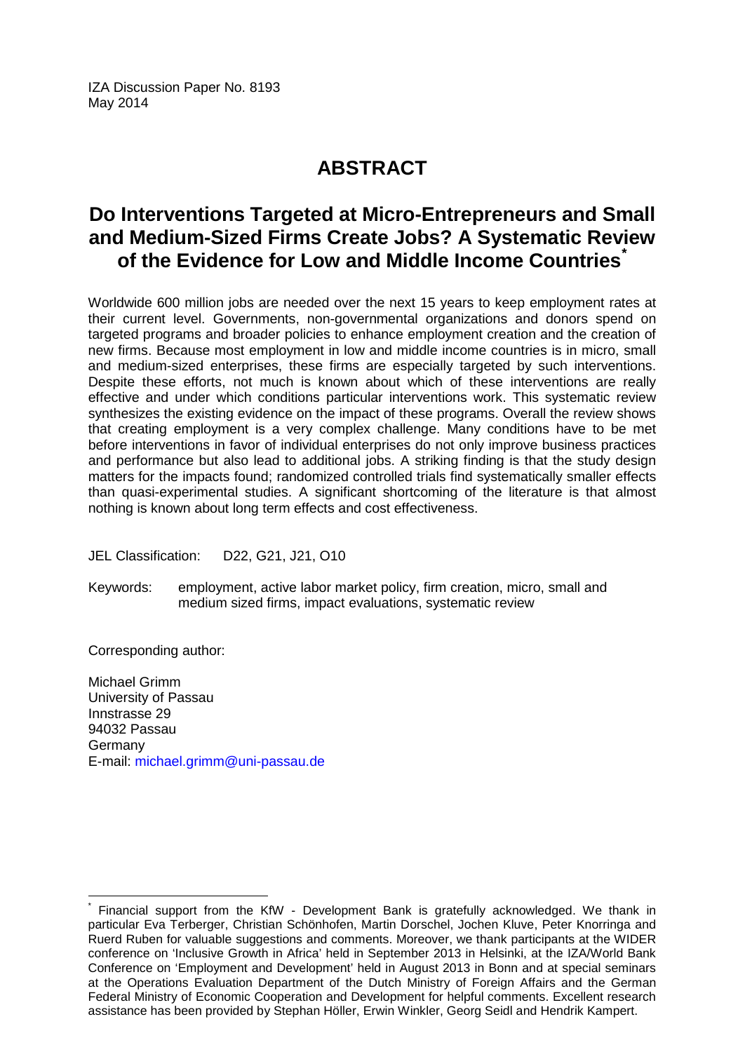IZA Discussion Paper No. 8193
May 2014

# ABSTRACT

## Do Interventions Targeted at Micro-Entrepreneurs and Small and Medium-Sized Firms Create Jobs? A Systematic Review of the Evidence for Low and Middle Income Countries*

Worldwide 600 million jobs are needed over the next 15 years to keep employment rates at their current level. Governments, non-governmental organizations and donors spend on targeted programs and broader policies to enhance employment creation and the creation of new firms. Because most employment in low and middle income countries is in micro, small and medium-sized enterprises, these firms are especially targeted by such interventions. Despite these efforts, not much is known about which of these interventions are really effective and under which conditions particular interventions work. This systematic review synthesizes the existing evidence on the impact of these programs. Overall the review shows that creating employment is a very complex challenge. Many conditions have to be met before interventions in favor of individual enterprises do not only improve business practices and performance but also lead to additional jobs. A striking finding is that the study design matters for the impacts found; randomized controlled trials find systematically smaller effects than quasi-experimental studies. A significant shortcoming of the literature is that almost nothing is known about long term effects and cost effectiveness.

JEL Classification: D22, G21, J21, O10

Keywords: employment, active labor market policy, firm creation, micro, small and medium sized firms, impact evaluations, systematic review

Corresponding author:

Michael Grimm
University of Passau
Innstrasse 29
94032 Passau
Germany
E-mail: michael.grimm@uni-passau.de

* Financial support from the KfW - Development Bank is gratefully acknowledged. We thank in particular Eva Terberger, Christian Schönhofen, Martin Dorschel, Jochen Kluve, Peter Knorringa and Ruerd Ruben for valuable suggestions and comments. Moreover, we thank participants at the WIDER conference on 'Inclusive Growth in Africa' held in September 2013 in Helsinki, at the IZA/World Bank Conference on 'Employment and Development' held in August 2013 in Bonn and at special seminars at the Operations Evaluation Department of the Dutch Ministry of Foreign Affairs and the German Federal Ministry of Economic Cooperation and Development for helpful comments. Excellent research assistance has been provided by Stephan Höller, Erwin Winkler, Georg Seidl and Hendrik Kampert.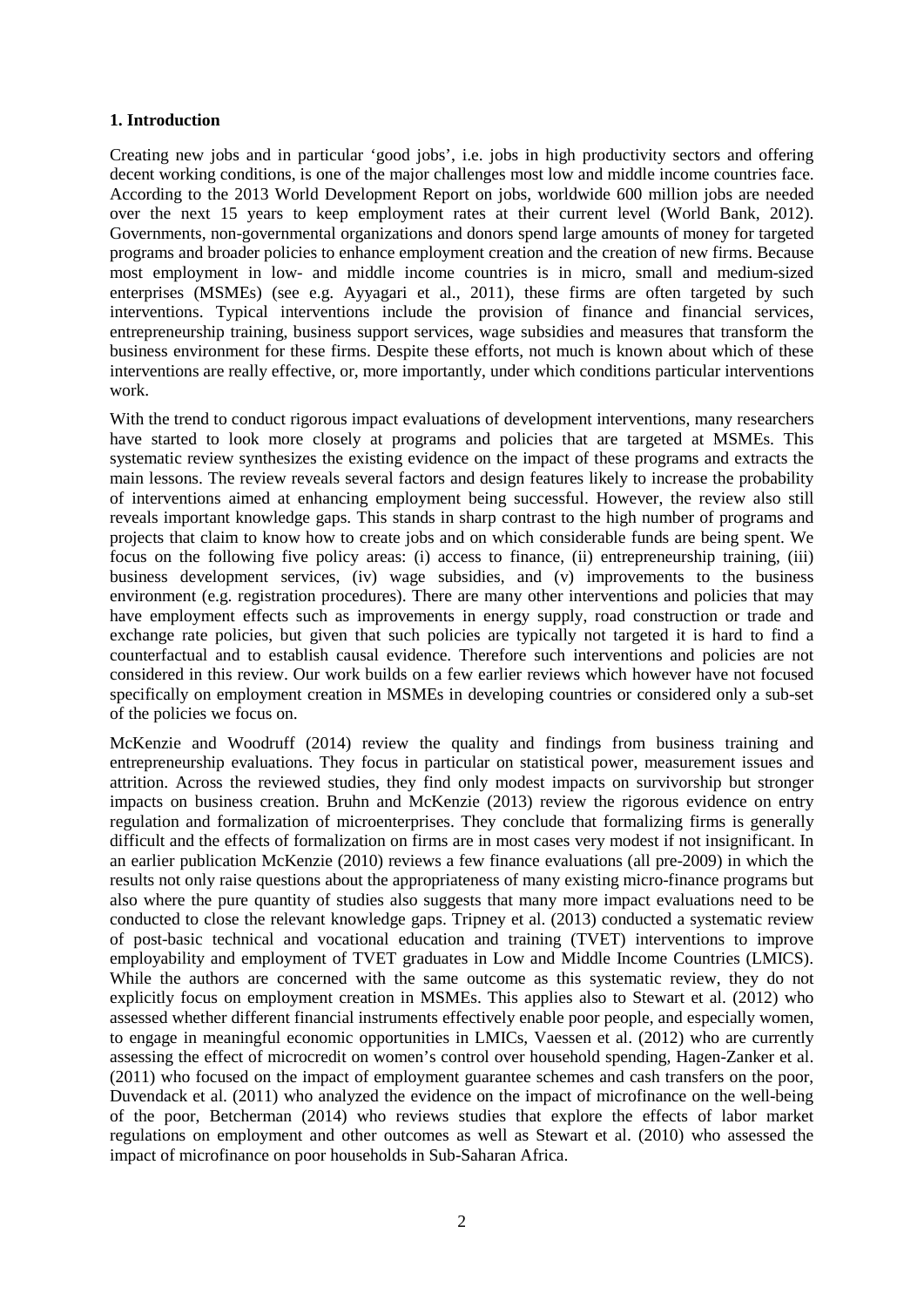**1. Introduction**

Creating new jobs and in particular 'good jobs', i.e. jobs in high productivity sectors and offering decent working conditions, is one of the major challenges most low and middle income countries face. According to the 2013 World Development Report on jobs, worldwide 600 million jobs are needed over the next 15 years to keep employment rates at their current level (World Bank, 2012). Governments, non-governmental organizations and donors spend large amounts of money for targeted programs and broader policies to enhance employment creation and the creation of new firms. Because most employment in low- and middle income countries is in micro, small and medium-sized enterprises (MSMEs) (see e.g. Ayyagari et al., 2011), these firms are often targeted by such interventions. Typical interventions include the provision of finance and financial services, entrepreneurship training, business support services, wage subsidies and measures that transform the business environment for these firms. Despite these efforts, not much is known about which of these interventions are really effective, or, more importantly, under which conditions particular interventions work.

With the trend to conduct rigorous impact evaluations of development interventions, many researchers have started to look more closely at programs and policies that are targeted at MSMEs. This systematic review synthesizes the existing evidence on the impact of these programs and extracts the main lessons. The review reveals several factors and design features likely to increase the probability of interventions aimed at enhancing employment being successful. However, the review also still reveals important knowledge gaps. This stands in sharp contrast to the high number of programs and projects that claim to know how to create jobs and on which considerable funds are being spent. We focus on the following five policy areas: (i) access to finance, (ii) entrepreneurship training, (iii) business development services, (iv) wage subsidies, and (v) improvements to the business environment (e.g. registration procedures). There are many other interventions and policies that may have employment effects such as improvements in energy supply, road construction or trade and exchange rate policies, but given that such policies are typically not targeted it is hard to find a counterfactual and to establish causal evidence. Therefore such interventions and policies are not considered in this review. Our work builds on a few earlier reviews which however have not focused specifically on employment creation in MSMEs in developing countries or considered only a sub-set of the policies we focus on.

McKenzie and Woodruff (2014) review the quality and findings from business training and entrepreneurship evaluations. They focus in particular on statistical power, measurement issues and attrition. Across the reviewed studies, they find only modest impacts on survivorship but stronger impacts on business creation. Bruhn and McKenzie (2013) review the rigorous evidence on entry regulation and formalization of microenterprises. They conclude that formalizing firms is generally difficult and the effects of formalization on firms are in most cases very modest if not insignificant. In an earlier publication McKenzie (2010) reviews a few finance evaluations (all pre-2009) in which the results not only raise questions about the appropriateness of many existing micro-finance programs but also where the pure quantity of studies also suggests that many more impact evaluations need to be conducted to close the relevant knowledge gaps. Tripney et al. (2013) conducted a systematic review of post-basic technical and vocational education and training (TVET) interventions to improve employability and employment of TVET graduates in Low and Middle Income Countries (LMICS). While the authors are concerned with the same outcome as this systematic review, they do not explicitly focus on employment creation in MSMEs. This applies also to Stewart et al. (2012) who assessed whether different financial instruments effectively enable poor people, and especially women, to engage in meaningful economic opportunities in LMICs, Vaessen et al. (2012) who are currently assessing the effect of microcredit on women's control over household spending, Hagen-Zanker et al. (2011) who focused on the impact of employment guarantee schemes and cash transfers on the poor, Duvendack et al. (2011) who analyzed the evidence on the impact of microfinance on the well-being of the poor, Betcherman (2014) who reviews studies that explore the effects of labor market regulations on employment and other outcomes as well as Stewart et al. (2010) who assessed the impact of microfinance on poor households in Sub-Saharan Africa.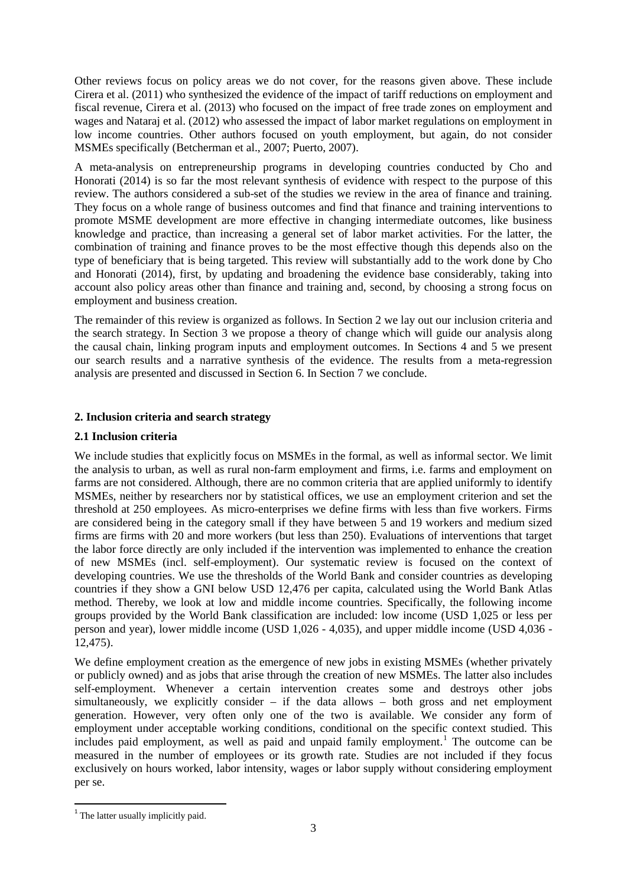Other reviews focus on policy areas we do not cover, for the reasons given above. These include Cirera et al. (2011) who synthesized the evidence of the impact of tariff reductions on employment and fiscal revenue, Cirera et al. (2013) who focused on the impact of free trade zones on employment and wages and Nataraj et al. (2012) who assessed the impact of labor market regulations on employment in low income countries. Other authors focused on youth employment, but again, do not consider MSMEs specifically (Betcherman et al., 2007; Puerto, 2007).

A meta-analysis on entrepreneurship programs in developing countries conducted by Cho and Honorati (2014) is so far the most relevant synthesis of evidence with respect to the purpose of this review. The authors considered a sub-set of the studies we review in the area of finance and training. They focus on a whole range of business outcomes and find that finance and training interventions to promote MSME development are more effective in changing intermediate outcomes, like business knowledge and practice, than increasing a general set of labor market activities. For the latter, the combination of training and finance proves to be the most effective though this depends also on the type of beneficiary that is being targeted. This review will substantially add to the work done by Cho and Honorati (2014), first, by updating and broadening the evidence base considerably, taking into account also policy areas other than finance and training and, second, by choosing a strong focus on employment and business creation.

The remainder of this review is organized as follows. In Section 2 we lay out our inclusion criteria and the search strategy. In Section 3 we propose a theory of change which will guide our analysis along the causal chain, linking program inputs and employment outcomes. In Sections 4 and 5 we present our search results and a narrative synthesis of the evidence. The results from a meta-regression analysis are presented and discussed in Section 6. In Section 7 we conclude.

## 2. Inclusion criteria and search strategy

### 2.1 Inclusion criteria

We include studies that explicitly focus on MSMEs in the formal, as well as informal sector. We limit the analysis to urban, as well as rural non-farm employment and firms, i.e. farms and employment on farms are not considered. Although, there are no common criteria that are applied uniformly to identify MSMEs, neither by researchers nor by statistical offices, we use an employment criterion and set the threshold at 250 employees. As micro-enterprises we define firms with less than five workers. Firms are considered being in the category small if they have between 5 and 19 workers and medium sized firms are firms with 20 and more workers (but less than 250). Evaluations of interventions that target the labor force directly are only included if the intervention was implemented to enhance the creation of new MSMEs (incl. self-employment). Our systematic review is focused on the context of developing countries. We use the thresholds of the World Bank and consider countries as developing countries if they show a GNI below USD 12,476 per capita, calculated using the World Bank Atlas method. Thereby, we look at low and middle income countries. Specifically, the following income groups provided by the World Bank classification are included: low income (USD 1,025 or less per person and year), lower middle income (USD 1,026 - 4,035), and upper middle income (USD 4,036 - 12,475).

We define employment creation as the emergence of new jobs in existing MSMEs (whether privately or publicly owned) and as jobs that arise through the creation of new MSMEs. The latter also includes self-employment. Whenever a certain intervention creates some and destroys other jobs simultaneously, we explicitly consider – if the data allows – both gross and net employment generation. However, very often only one of the two is available. We consider any form of employment under acceptable working conditions, conditional on the specific context studied. This includes paid employment, as well as paid and unpaid family employment.[1] The outcome can be measured in the number of employees or its growth rate. Studies are not included if they focus exclusively on hours worked, labor intensity, wages or labor supply without considering employment per se.

[1] The latter usually implicitly paid.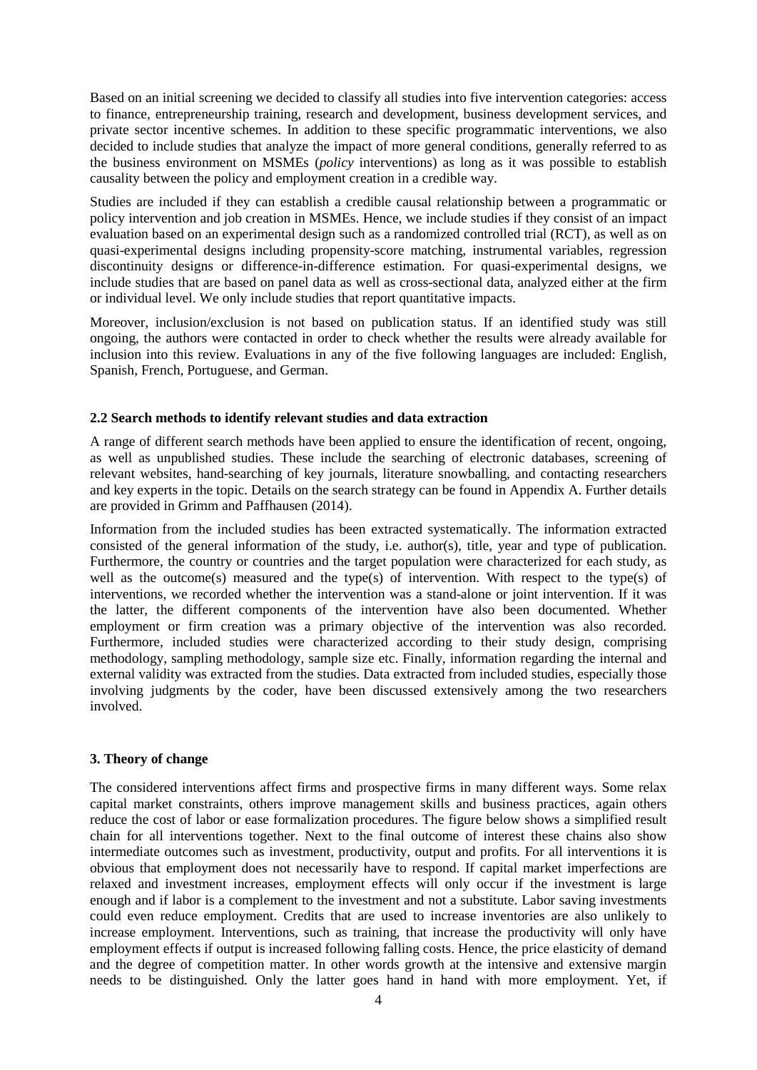Based on an initial screening we decided to classify all studies into five intervention categories: access to finance, entrepreneurship training, research and development, business development services, and private sector incentive schemes. In addition to these specific programmatic interventions, we also decided to include studies that analyze the impact of more general conditions, generally referred to as the business environment on MSMEs (*policy* interventions) as long as it was possible to establish causality between the policy and employment creation in a credible way.

Studies are included if they can establish a credible causal relationship between a programmatic or policy intervention and job creation in MSMEs. Hence, we include studies if they consist of an impact evaluation based on an experimental design such as a randomized controlled trial (RCT), as well as on quasi-experimental designs including propensity-score matching, instrumental variables, regression discontinuity designs or difference-in-difference estimation. For quasi-experimental designs, we include studies that are based on panel data as well as cross-sectional data, analyzed either at the firm or individual level. We only include studies that report quantitative impacts.

Moreover, inclusion/exclusion is not based on publication status. If an identified study was still ongoing, the authors were contacted in order to check whether the results were already available for inclusion into this review. Evaluations in any of the five following languages are included: English, Spanish, French, Portuguese, and German.

### 2.2 Search methods to identify relevant studies and data extraction

A range of different search methods have been applied to ensure the identification of recent, ongoing, as well as unpublished studies. These include the searching of electronic databases, screening of relevant websites, hand-searching of key journals, literature snowballing, and contacting researchers and key experts in the topic. Details on the search strategy can be found in Appendix A. Further details are provided in Grimm and Paffhausen (2014).

Information from the included studies has been extracted systematically. The information extracted consisted of the general information of the study, i.e. author(s), title, year and type of publication. Furthermore, the country or countries and the target population were characterized for each study, as well as the outcome(s) measured and the type(s) of intervention. With respect to the type(s) of interventions, we recorded whether the intervention was a stand-alone or joint intervention. If it was the latter, the different components of the intervention have also been documented. Whether employment or firm creation was a primary objective of the intervention was also recorded. Furthermore, included studies were characterized according to their study design, comprising methodology, sampling methodology, sample size etc. Finally, information regarding the internal and external validity was extracted from the studies. Data extracted from included studies, especially those involving judgments by the coder, have been discussed extensively among the two researchers involved.

## 3. Theory of change

The considered interventions affect firms and prospective firms in many different ways. Some relax capital market constraints, others improve management skills and business practices, again others reduce the cost of labor or ease formalization procedures. The figure below shows a simplified result chain for all interventions together. Next to the final outcome of interest these chains also show intermediate outcomes such as investment, productivity, output and profits. For all interventions it is obvious that employment does not necessarily have to respond. If capital market imperfections are relaxed and investment increases, employment effects will only occur if the investment is large enough and if labor is a complement to the investment and not a substitute. Labor saving investments could even reduce employment. Credits that are used to increase inventories are also unlikely to increase employment. Interventions, such as training, that increase the productivity will only have employment effects if output is increased following falling costs. Hence, the price elasticity of demand and the degree of competition matter. In other words growth at the intensive and extensive margin needs to be distinguished. Only the latter goes hand in hand with more employment. Yet, if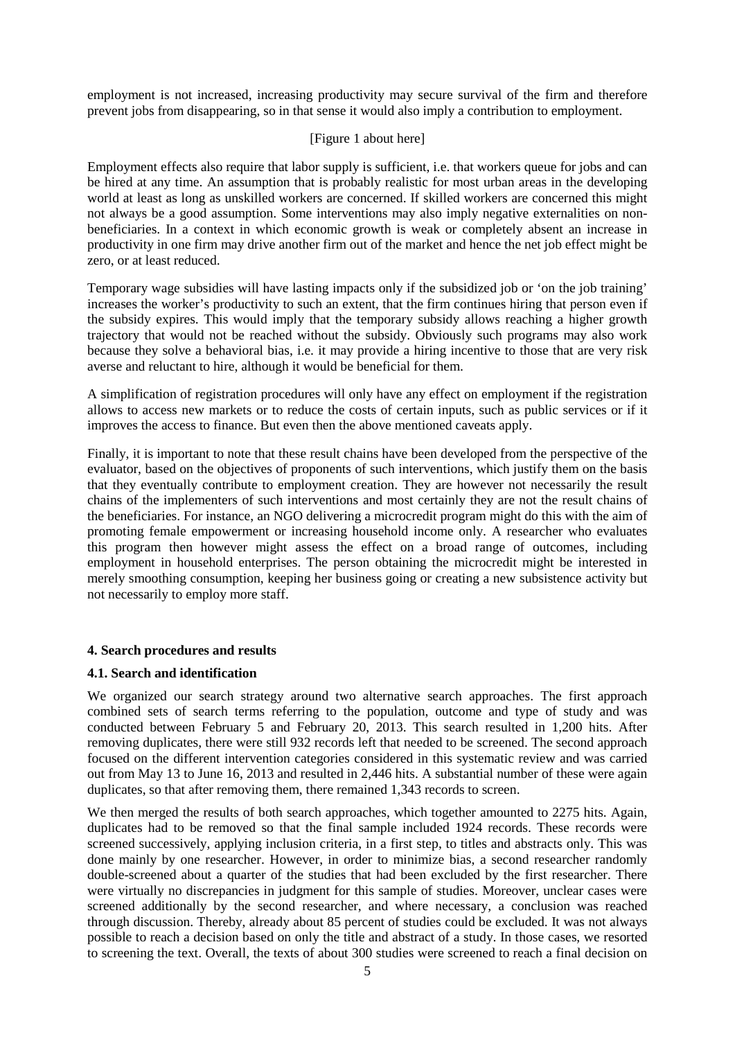employment is not increased, increasing productivity may secure survival of the firm and therefore prevent jobs from disappearing, so in that sense it would also imply a contribution to employment.

[Figure 1 about here]

Employment effects also require that labor supply is sufficient, i.e. that workers queue for jobs and can be hired at any time. An assumption that is probably realistic for most urban areas in the developing world at least as long as unskilled workers are concerned. If skilled workers are concerned this might not always be a good assumption. Some interventions may also imply negative externalities on non-beneficiaries. In a context in which economic growth is weak or completely absent an increase in productivity in one firm may drive another firm out of the market and hence the net job effect might be zero, or at least reduced.

Temporary wage subsidies will have lasting impacts only if the subsidized job or 'on the job training' increases the worker's productivity to such an extent, that the firm continues hiring that person even if the subsidy expires. This would imply that the temporary subsidy allows reaching a higher growth trajectory that would not be reached without the subsidy. Obviously such programs may also work because they solve a behavioral bias, i.e. it may provide a hiring incentive to those that are very risk averse and reluctant to hire, although it would be beneficial for them.

A simplification of registration procedures will only have any effect on employment if the registration allows to access new markets or to reduce the costs of certain inputs, such as public services or if it improves the access to finance. But even then the above mentioned caveats apply.

Finally, it is important to note that these result chains have been developed from the perspective of the evaluator, based on the objectives of proponents of such interventions, which justify them on the basis that they eventually contribute to employment creation. They are however not necessarily the result chains of the implementers of such interventions and most certainly they are not the result chains of the beneficiaries. For instance, an NGO delivering a microcredit program might do this with the aim of promoting female empowerment or increasing household income only. A researcher who evaluates this program then however might assess the effect on a broad range of outcomes, including employment in household enterprises. The person obtaining the microcredit might be interested in merely smoothing consumption, keeping her business going or creating a new subsistence activity but not necessarily to employ more staff.

## 4. Search procedures and results

### 4.1. Search and identification

We organized our search strategy around two alternative search approaches. The first approach combined sets of search terms referring to the population, outcome and type of study and was conducted between February 5 and February 20, 2013. This search resulted in 1,200 hits. After removing duplicates, there were still 932 records left that needed to be screened. The second approach focused on the different intervention categories considered in this systematic review and was carried out from May 13 to June 16, 2013 and resulted in 2,446 hits. A substantial number of these were again duplicates, so that after removing them, there remained 1,343 records to screen.

We then merged the results of both search approaches, which together amounted to 2275 hits. Again, duplicates had to be removed so that the final sample included 1924 records. These records were screened successively, applying inclusion criteria, in a first step, to titles and abstracts only. This was done mainly by one researcher. However, in order to minimize bias, a second researcher randomly double-screened about a quarter of the studies that had been excluded by the first researcher. There were virtually no discrepancies in judgment for this sample of studies. Moreover, unclear cases were screened additionally by the second researcher, and where necessary, a conclusion was reached through discussion. Thereby, already about 85 percent of studies could be excluded. It was not always possible to reach a decision based on only the title and abstract of a study. In those cases, we resorted to screening the text. Overall, the texts of about 300 studies were screened to reach a final decision on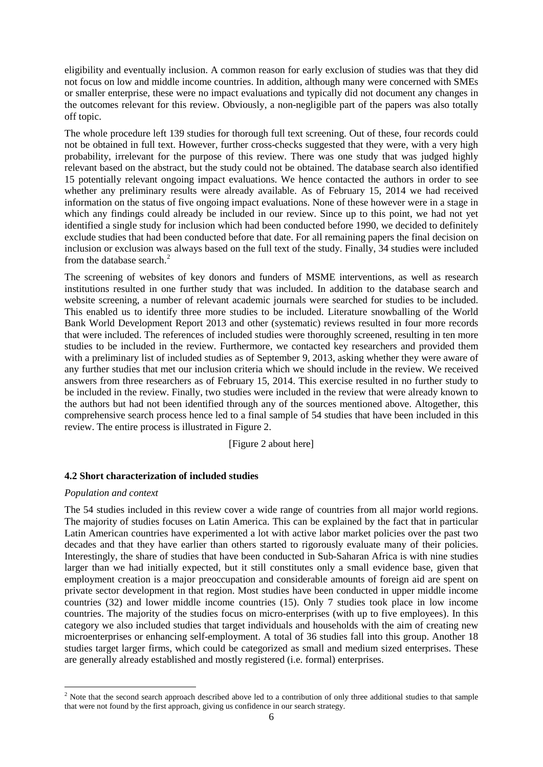eligibility and eventually inclusion. A common reason for early exclusion of studies was that they did not focus on low and middle income countries. In addition, although many were concerned with SMEs or smaller enterprise, these were no impact evaluations and typically did not document any changes in the outcomes relevant for this review. Obviously, a non-negligible part of the papers was also totally off topic.

The whole procedure left 139 studies for thorough full text screening. Out of these, four records could not be obtained in full text. However, further cross-checks suggested that they were, with a very high probability, irrelevant for the purpose of this review. There was one study that was judged highly relevant based on the abstract, but the study could not be obtained. The database search also identified 15 potentially relevant ongoing impact evaluations. We hence contacted the authors in order to see whether any preliminary results were already available. As of February 15, 2014 we had received information on the status of five ongoing impact evaluations. None of these however were in a stage in which any findings could already be included in our review. Since up to this point, we had not yet identified a single study for inclusion which had been conducted before 1990, we decided to definitely exclude studies that had been conducted before that date. For all remaining papers the final decision on inclusion or exclusion was always based on the full text of the study. Finally, 34 studies were included from the database search.[2]

The screening of websites of key donors and funders of MSME interventions, as well as research institutions resulted in one further study that was included. In addition to the database search and website screening, a number of relevant academic journals were searched for studies to be included. This enabled us to identify three more studies to be included. Literature snowballing of the World Bank World Development Report 2013 and other (systematic) reviews resulted in four more records that were included. The references of included studies were thoroughly screened, resulting in ten more studies to be included in the review. Furthermore, we contacted key researchers and provided them with a preliminary list of included studies as of September 9, 2013, asking whether they were aware of any further studies that met our inclusion criteria which we should include in the review. We received answers from three researchers as of February 15, 2014. This exercise resulted in no further study to be included in the review. Finally, two studies were included in the review that were already known to the authors but had not been identified through any of the sources mentioned above. Altogether, this comprehensive search process hence led to a final sample of 54 studies that have been included in this review. The entire process is illustrated in Figure 2.

[Figure 2 about here]

### 4.2 Short characterization of included studies

*Population and context*

The 54 studies included in this review cover a wide range of countries from all major world regions. The majority of studies focuses on Latin America. This can be explained by the fact that in particular Latin American countries have experimented a lot with active labor market policies over the past two decades and that they have earlier than others started to rigorously evaluate many of their policies. Interestingly, the share of studies that have been conducted in Sub-Saharan Africa is with nine studies larger than we had initially expected, but it still constitutes only a small evidence base, given that employment creation is a major preoccupation and considerable amounts of foreign aid are spent on private sector development in that region. Most studies have been conducted in upper middle income countries (32) and lower middle income countries (15). Only 7 studies took place in low income countries. The majority of the studies focus on micro-enterprises (with up to five employees). In this category we also included studies that target individuals and households with the aim of creating new microenterprises or enhancing self-employment. A total of 36 studies fall into this group. Another 18 studies target larger firms, which could be categorized as small and medium sized enterprises. These are generally already established and mostly registered (i.e. formal) enterprises.

[2] Note that the second search approach described above led to a contribution of only three additional studies to that sample that were not found by the first approach, giving us confidence in our search strategy.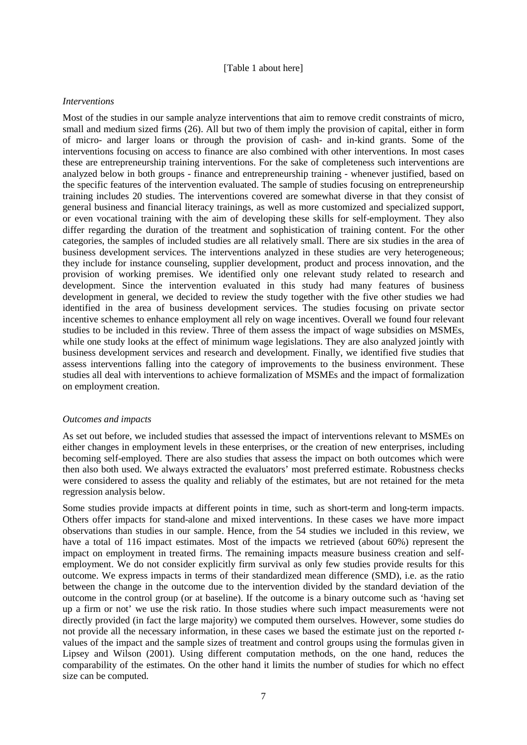[Table 1 about here]

*Interventions*

Most of the studies in our sample analyze interventions that aim to remove credit constraints of micro, small and medium sized firms (26). All but two of them imply the provision of capital, either in form of micro- and larger loans or through the provision of cash- and in-kind grants. Some of the interventions focusing on access to finance are also combined with other interventions. In most cases these are entrepreneurship training interventions. For the sake of completeness such interventions are analyzed below in both groups - finance and entrepreneurship training - whenever justified, based on the specific features of the intervention evaluated. The sample of studies focusing on entrepreneurship training includes 20 studies. The interventions covered are somewhat diverse in that they consist of general business and financial literacy trainings, as well as more customized and specialized support, or even vocational training with the aim of developing these skills for self-employment. They also differ regarding the duration of the treatment and sophistication of training content. For the other categories, the samples of included studies are all relatively small. There are six studies in the area of business development services. The interventions analyzed in these studies are very heterogeneous; they include for instance counseling, supplier development, product and process innovation, and the provision of working premises. We identified only one relevant study related to research and development. Since the intervention evaluated in this study had many features of business development in general, we decided to review the study together with the five other studies we had identified in the area of business development services. The studies focusing on private sector incentive schemes to enhance employment all rely on wage incentives. Overall we found four relevant studies to be included in this review. Three of them assess the impact of wage subsidies on MSMEs, while one study looks at the effect of minimum wage legislations. They are also analyzed jointly with business development services and research and development. Finally, we identified five studies that assess interventions falling into the category of improvements to the business environment. These studies all deal with interventions to achieve formalization of MSMEs and the impact of formalization on employment creation.

*Outcomes and impacts*

As set out before, we included studies that assessed the impact of interventions relevant to MSMEs on either changes in employment levels in these enterprises, or the creation of new enterprises, including becoming self-employed. There are also studies that assess the impact on both outcomes which were then also both used. We always extracted the evaluators' most preferred estimate. Robustness checks were considered to assess the quality and reliably of the estimates, but are not retained for the meta regression analysis below.

Some studies provide impacts at different points in time, such as short-term and long-term impacts. Others offer impacts for stand-alone and mixed interventions. In these cases we have more impact observations than studies in our sample. Hence, from the 54 studies we included in this review, we have a total of 116 impact estimates. Most of the impacts we retrieved (about 60%) represent the impact on employment in treated firms. The remaining impacts measure business creation and self-employment. We do not consider explicitly firm survival as only few studies provide results for this outcome. We express impacts in terms of their standardized mean difference (SMD), i.e. as the ratio between the change in the outcome due to the intervention divided by the standard deviation of the outcome in the control group (or at baseline). If the outcome is a binary outcome such as 'having set up a firm or not' we use the risk ratio. In those studies where such impact measurements were not directly provided (in fact the large majority) we computed them ourselves. However, some studies do not provide all the necessary information, in these cases we based the estimate just on the reported *t*-values of the impact and the sample sizes of treatment and control groups using the formulas given in Lipsey and Wilson (2001). Using different computation methods, on the one hand, reduces the comparability of the estimates. On the other hand it limits the number of studies for which no effect size can be computed.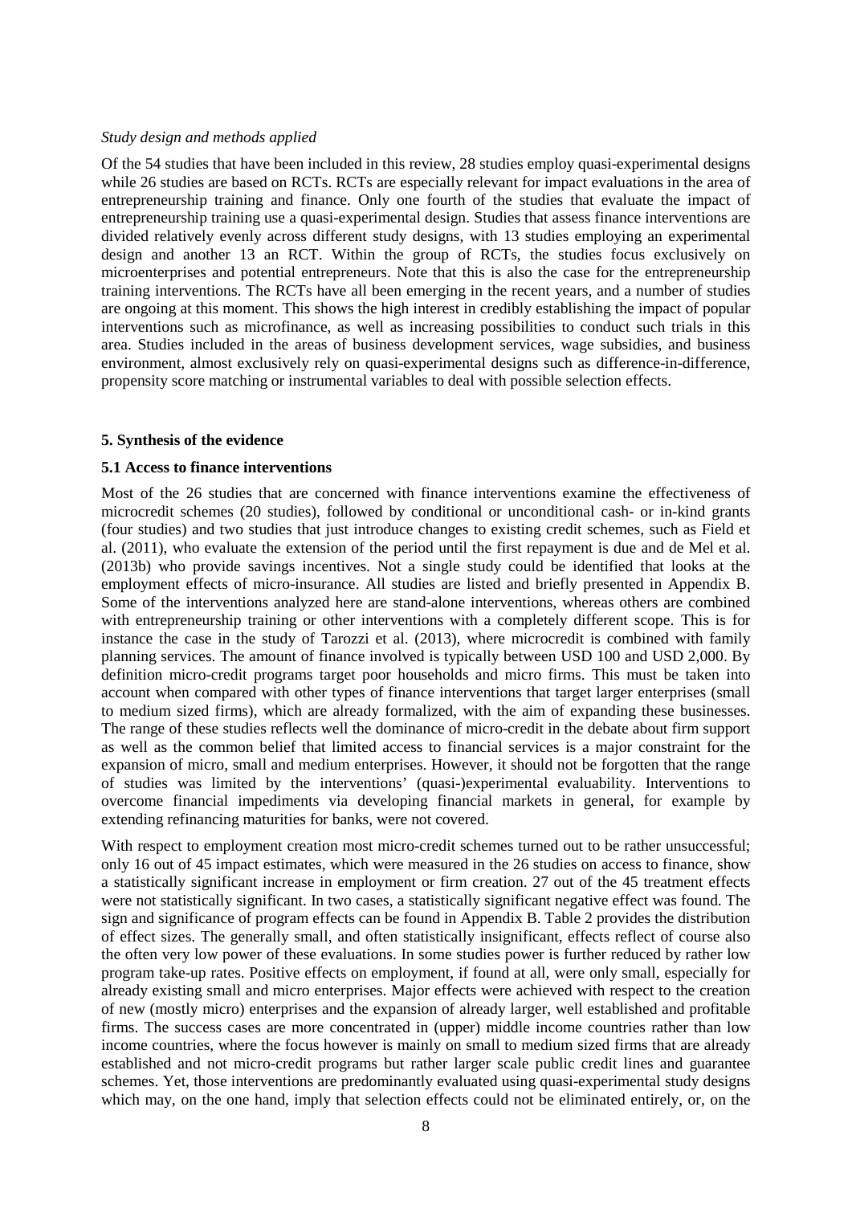*Study design and methods applied*

Of the 54 studies that have been included in this review, 28 studies employ quasi-experimental designs while 26 studies are based on RCTs. RCTs are especially relevant for impact evaluations in the area of entrepreneurship training and finance. Only one fourth of the studies that evaluate the impact of entrepreneurship training use a quasi-experimental design. Studies that assess finance interventions are divided relatively evenly across different study designs, with 13 studies employing an experimental design and another 13 an RCT. Within the group of RCTs, the studies focus exclusively on microenterprises and potential entrepreneurs. Note that this is also the case for the entrepreneurship training interventions. The RCTs have all been emerging in the recent years, and a number of studies are ongoing at this moment. This shows the high interest in credibly establishing the impact of popular interventions such as microfinance, as well as increasing possibilities to conduct such trials in this area. Studies included in the areas of business development services, wage subsidies, and business environment, almost exclusively rely on quasi-experimental designs such as difference-in-difference, propensity score matching or instrumental variables to deal with possible selection effects.

## 5. Synthesis of the evidence

### 5.1 Access to finance interventions

Most of the 26 studies that are concerned with finance interventions examine the effectiveness of microcredit schemes (20 studies), followed by conditional or unconditional cash- or in-kind grants (four studies) and two studies that just introduce changes to existing credit schemes, such as Field et al. (2011), who evaluate the extension of the period until the first repayment is due and de Mel et al. (2013b) who provide savings incentives. Not a single study could be identified that looks at the employment effects of micro-insurance. All studies are listed and briefly presented in Appendix B. Some of the interventions analyzed here are stand-alone interventions, whereas others are combined with entrepreneurship training or other interventions with a completely different scope. This is for instance the case in the study of Tarozzi et al. (2013), where microcredit is combined with family planning services. The amount of finance involved is typically between USD 100 and USD 2,000. By definition micro-credit programs target poor households and micro firms. This must be taken into account when compared with other types of finance interventions that target larger enterprises (small to medium sized firms), which are already formalized, with the aim of expanding these businesses. The range of these studies reflects well the dominance of micro-credit in the debate about firm support as well as the common belief that limited access to financial services is a major constraint for the expansion of micro, small and medium enterprises. However, it should not be forgotten that the range of studies was limited by the interventions' (quasi-)experimental evaluability. Interventions to overcome financial impediments via developing financial markets in general, for example by extending refinancing maturities for banks, were not covered.

With respect to employment creation most micro-credit schemes turned out to be rather unsuccessful; only 16 out of 45 impact estimates, which were measured in the 26 studies on access to finance, show a statistically significant increase in employment or firm creation. 27 out of the 45 treatment effects were not statistically significant. In two cases, a statistically significant negative effect was found. The sign and significance of program effects can be found in Appendix B. Table 2 provides the distribution of effect sizes. The generally small, and often statistically insignificant, effects reflect of course also the often very low power of these evaluations. In some studies power is further reduced by rather low program take-up rates. Positive effects on employment, if found at all, were only small, especially for already existing small and micro enterprises. Major effects were achieved with respect to the creation of new (mostly micro) enterprises and the expansion of already larger, well established and profitable firms. The success cases are more concentrated in (upper) middle income countries rather than low income countries, where the focus however is mainly on small to medium sized firms that are already established and not micro-credit programs but rather larger scale public credit lines and guarantee schemes. Yet, those interventions are predominantly evaluated using quasi-experimental study designs which may, on the one hand, imply that selection effects could not be eliminated entirely, or, on the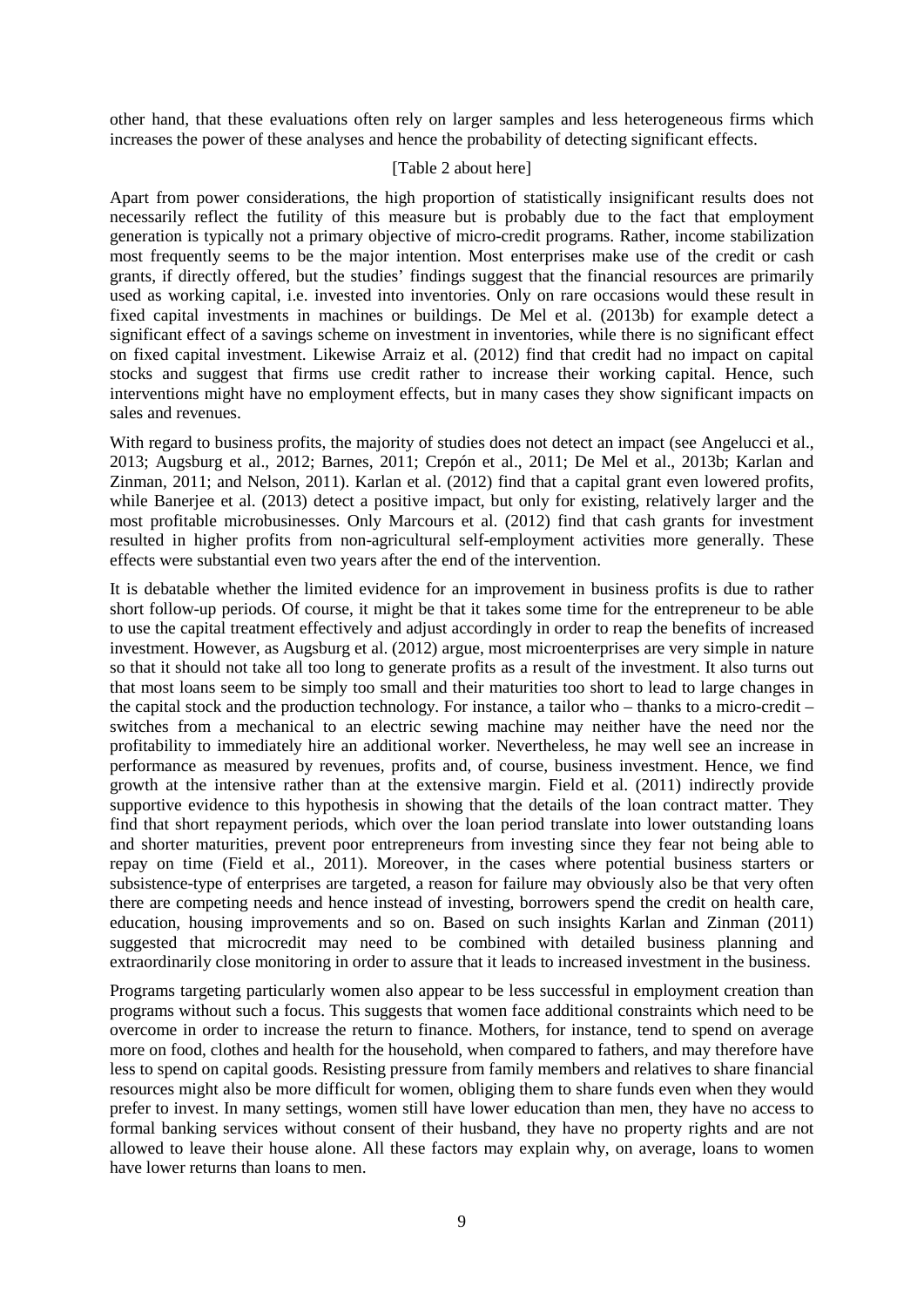other hand, that these evaluations often rely on larger samples and less heterogeneous firms which increases the power of these analyses and hence the probability of detecting significant effects.

[Table 2 about here]

Apart from power considerations, the high proportion of statistically insignificant results does not necessarily reflect the futility of this measure but is probably due to the fact that employment generation is typically not a primary objective of micro-credit programs. Rather, income stabilization most frequently seems to be the major intention. Most enterprises make use of the credit or cash grants, if directly offered, but the studies' findings suggest that the financial resources are primarily used as working capital, i.e. invested into inventories. Only on rare occasions would these result in fixed capital investments in machines or buildings. De Mel et al. (2013b) for example detect a significant effect of a savings scheme on investment in inventories, while there is no significant effect on fixed capital investment. Likewise Arraiz et al. (2012) find that credit had no impact on capital stocks and suggest that firms use credit rather to increase their working capital. Hence, such interventions might have no employment effects, but in many cases they show significant impacts on sales and revenues.

With regard to business profits, the majority of studies does not detect an impact (see Angelucci et al., 2013; Augsburg et al., 2012; Barnes, 2011; Crepón et al., 2011; De Mel et al., 2013b; Karlan and Zinman, 2011; and Nelson, 2011). Karlan et al. (2012) find that a capital grant even lowered profits, while Banerjee et al. (2013) detect a positive impact, but only for existing, relatively larger and the most profitable microbusinesses. Only Marcours et al. (2012) find that cash grants for investment resulted in higher profits from non-agricultural self-employment activities more generally. These effects were substantial even two years after the end of the intervention.

It is debatable whether the limited evidence for an improvement in business profits is due to rather short follow-up periods. Of course, it might be that it takes some time for the entrepreneur to be able to use the capital treatment effectively and adjust accordingly in order to reap the benefits of increased investment. However, as Augsburg et al. (2012) argue, most microenterprises are very simple in nature so that it should not take all too long to generate profits as a result of the investment. It also turns out that most loans seem to be simply too small and their maturities too short to lead to large changes in the capital stock and the production technology. For instance, a tailor who – thanks to a micro-credit – switches from a mechanical to an electric sewing machine may neither have the need nor the profitability to immediately hire an additional worker. Nevertheless, he may well see an increase in performance as measured by revenues, profits and, of course, business investment. Hence, we find growth at the intensive rather than at the extensive margin. Field et al. (2011) indirectly provide supportive evidence to this hypothesis in showing that the details of the loan contract matter. They find that short repayment periods, which over the loan period translate into lower outstanding loans and shorter maturities, prevent poor entrepreneurs from investing since they fear not being able to repay on time (Field et al., 2011). Moreover, in the cases where potential business starters or subsistence-type of enterprises are targeted, a reason for failure may obviously also be that very often there are competing needs and hence instead of investing, borrowers spend the credit on health care, education, housing improvements and so on. Based on such insights Karlan and Zinman (2011) suggested that microcredit may need to be combined with detailed business planning and extraordinarily close monitoring in order to assure that it leads to increased investment in the business.

Programs targeting particularly women also appear to be less successful in employment creation than programs without such a focus. This suggests that women face additional constraints which need to be overcome in order to increase the return to finance. Mothers, for instance, tend to spend on average more on food, clothes and health for the household, when compared to fathers, and may therefore have less to spend on capital goods. Resisting pressure from family members and relatives to share financial resources might also be more difficult for women, obliging them to share funds even when they would prefer to invest. In many settings, women still have lower education than men, they have no access to formal banking services without consent of their husband, they have no property rights and are not allowed to leave their house alone. All these factors may explain why, on average, loans to women have lower returns than loans to men.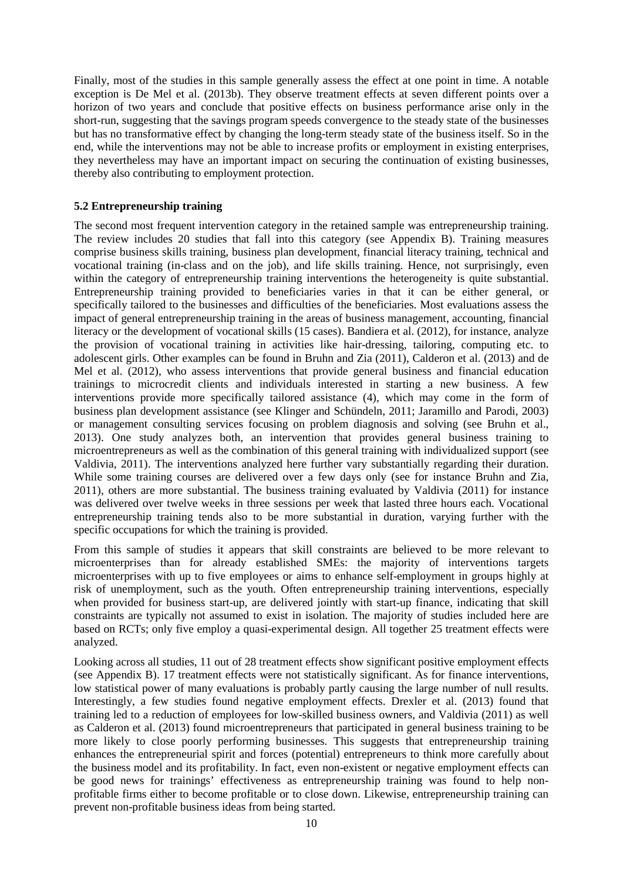Finally, most of the studies in this sample generally assess the effect at one point in time. A notable exception is De Mel et al. (2013b). They observe treatment effects at seven different points over a horizon of two years and conclude that positive effects on business performance arise only in the short-run, suggesting that the savings program speeds convergence to the steady state of the businesses but has no transformative effect by changing the long-term steady state of the business itself. So in the end, while the interventions may not be able to increase profits or employment in existing enterprises, they nevertheless may have an important impact on securing the continuation of existing businesses, thereby also contributing to employment protection.

### 5.2 Entrepreneurship training

The second most frequent intervention category in the retained sample was entrepreneurship training. The review includes 20 studies that fall into this category (see Appendix B). Training measures comprise business skills training, business plan development, financial literacy training, technical and vocational training (in-class and on the job), and life skills training. Hence, not surprisingly, even within the category of entrepreneurship training interventions the heterogeneity is quite substantial. Entrepreneurship training provided to beneficiaries varies in that it can be either general, or specifically tailored to the businesses and difficulties of the beneficiaries. Most evaluations assess the impact of general entrepreneurship training in the areas of business management, accounting, financial literacy or the development of vocational skills (15 cases). Bandiera et al. (2012), for instance, analyze the provision of vocational training in activities like hair-dressing, tailoring, computing etc. to adolescent girls. Other examples can be found in Bruhn and Zia (2011), Calderon et al. (2013) and de Mel et al. (2012), who assess interventions that provide general business and financial education trainings to microcredit clients and individuals interested in starting a new business. A few interventions provide more specifically tailored assistance (4), which may come in the form of business plan development assistance (see Klinger and Schündeln, 2011; Jaramillo and Parodi, 2003) or management consulting services focusing on problem diagnosis and solving (see Bruhn et al., 2013). One study analyzes both, an intervention that provides general business training to microentrepreneurs as well as the combination of this general training with individualized support (see Valdivia, 2011). The interventions analyzed here further vary substantially regarding their duration. While some training courses are delivered over a few days only (see for instance Bruhn and Zia, 2011), others are more substantial. The business training evaluated by Valdivia (2011) for instance was delivered over twelve weeks in three sessions per week that lasted three hours each. Vocational entrepreneurship training tends also to be more substantial in duration, varying further with the specific occupations for which the training is provided.

From this sample of studies it appears that skill constraints are believed to be more relevant to microenterprises than for already established SMEs: the majority of interventions targets microenterprises with up to five employees or aims to enhance self-employment in groups highly at risk of unemployment, such as the youth. Often entrepreneurship training interventions, especially when provided for business start-up, are delivered jointly with start-up finance, indicating that skill constraints are typically not assumed to exist in isolation. The majority of studies included here are based on RCTs; only five employ a quasi-experimental design. All together 25 treatment effects were analyzed.

Looking across all studies, 11 out of 28 treatment effects show significant positive employment effects (see Appendix B). 17 treatment effects were not statistically significant. As for finance interventions, low statistical power of many evaluations is probably partly causing the large number of null results. Interestingly, a few studies found negative employment effects. Drexler et al. (2013) found that training led to a reduction of employees for low-skilled business owners, and Valdivia (2011) as well as Calderon et al. (2013) found microentrepreneurs that participated in general business training to be more likely to close poorly performing businesses. This suggests that entrepreneurship training enhances the entrepreneurial spirit and forces (potential) entrepreneurs to think more carefully about the business model and its profitability. In fact, even non-existent or negative employment effects can be good news for trainings' effectiveness as entrepreneurship training was found to help non-profitable firms either to become profitable or to close down. Likewise, entrepreneurship training can prevent non-profitable business ideas from being started.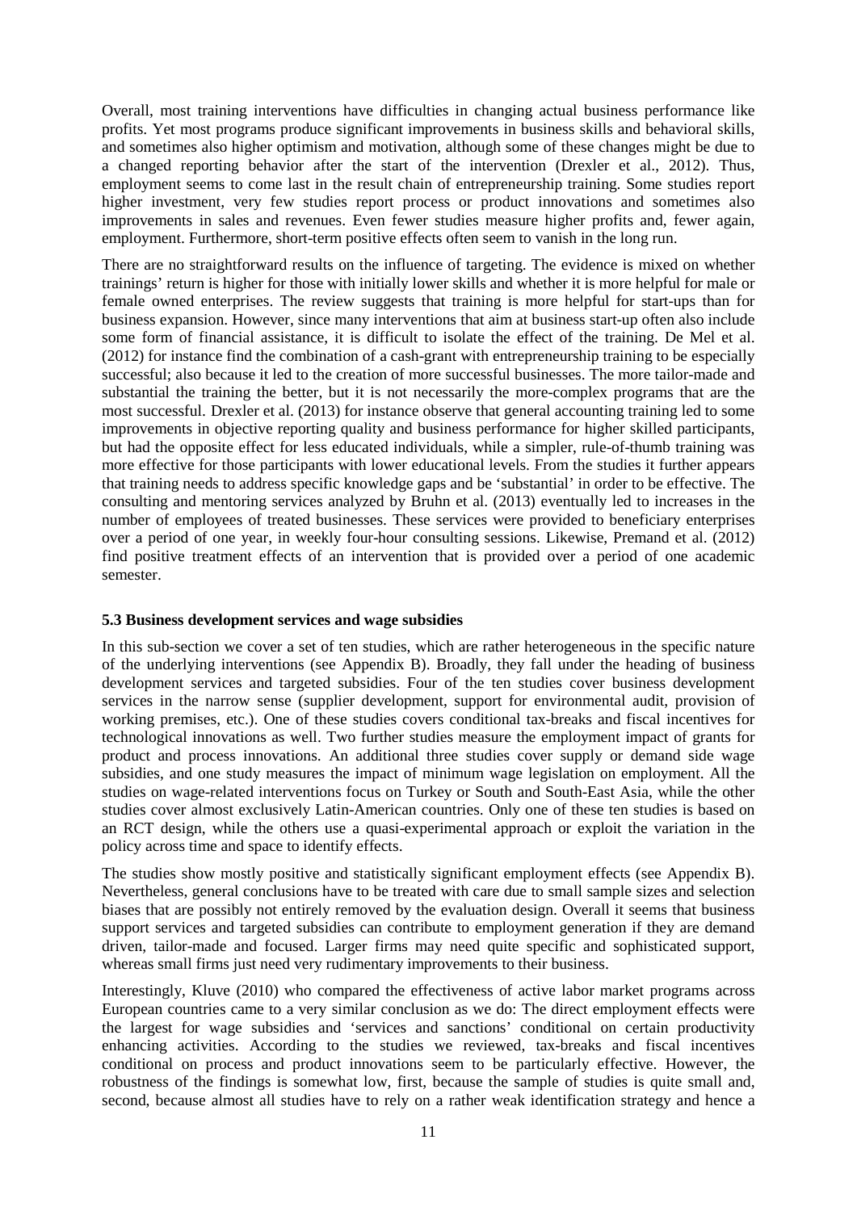Overall, most training interventions have difficulties in changing actual business performance like profits. Yet most programs produce significant improvements in business skills and behavioral skills, and sometimes also higher optimism and motivation, although some of these changes might be due to a changed reporting behavior after the start of the intervention (Drexler et al., 2012). Thus, employment seems to come last in the result chain of entrepreneurship training. Some studies report higher investment, very few studies report process or product innovations and sometimes also improvements in sales and revenues. Even fewer studies measure higher profits and, fewer again, employment. Furthermore, short-term positive effects often seem to vanish in the long run.

There are no straightforward results on the influence of targeting. The evidence is mixed on whether trainings' return is higher for those with initially lower skills and whether it is more helpful for male or female owned enterprises. The review suggests that training is more helpful for start-ups than for business expansion. However, since many interventions that aim at business start-up often also include some form of financial assistance, it is difficult to isolate the effect of the training. De Mel et al. (2012) for instance find the combination of a cash-grant with entrepreneurship training to be especially successful; also because it led to the creation of more successful businesses. The more tailor-made and substantial the training the better, but it is not necessarily the more-complex programs that are the most successful. Drexler et al. (2013) for instance observe that general accounting training led to some improvements in objective reporting quality and business performance for higher skilled participants, but had the opposite effect for less educated individuals, while a simpler, rule-of-thumb training was more effective for those participants with lower educational levels. From the studies it further appears that training needs to address specific knowledge gaps and be 'substantial' in order to be effective. The consulting and mentoring services analyzed by Bruhn et al. (2013) eventually led to increases in the number of employees of treated businesses. These services were provided to beneficiary enterprises over a period of one year, in weekly four-hour consulting sessions. Likewise, Premand et al. (2012) find positive treatment effects of an intervention that is provided over a period of one academic semester.

### 5.3 Business development services and wage subsidies

In this sub-section we cover a set of ten studies, which are rather heterogeneous in the specific nature of the underlying interventions (see Appendix B). Broadly, they fall under the heading of business development services and targeted subsidies. Four of the ten studies cover business development services in the narrow sense (supplier development, support for environmental audit, provision of working premises, etc.). One of these studies covers conditional tax-breaks and fiscal incentives for technological innovations as well. Two further studies measure the employment impact of grants for product and process innovations. An additional three studies cover supply or demand side wage subsidies, and one study measures the impact of minimum wage legislation on employment. All the studies on wage-related interventions focus on Turkey or South and South-East Asia, while the other studies cover almost exclusively Latin-American countries. Only one of these ten studies is based on an RCT design, while the others use a quasi-experimental approach or exploit the variation in the policy across time and space to identify effects.

The studies show mostly positive and statistically significant employment effects (see Appendix B). Nevertheless, general conclusions have to be treated with care due to small sample sizes and selection biases that are possibly not entirely removed by the evaluation design. Overall it seems that business support services and targeted subsidies can contribute to employment generation if they are demand driven, tailor-made and focused. Larger firms may need quite specific and sophisticated support, whereas small firms just need very rudimentary improvements to their business.

Interestingly, Kluve (2010) who compared the effectiveness of active labor market programs across European countries came to a very similar conclusion as we do: The direct employment effects were the largest for wage subsidies and 'services and sanctions' conditional on certain productivity enhancing activities. According to the studies we reviewed, tax-breaks and fiscal incentives conditional on process and product innovations seem to be particularly effective. However, the robustness of the findings is somewhat low, first, because the sample of studies is quite small and, second, because almost all studies have to rely on a rather weak identification strategy and hence a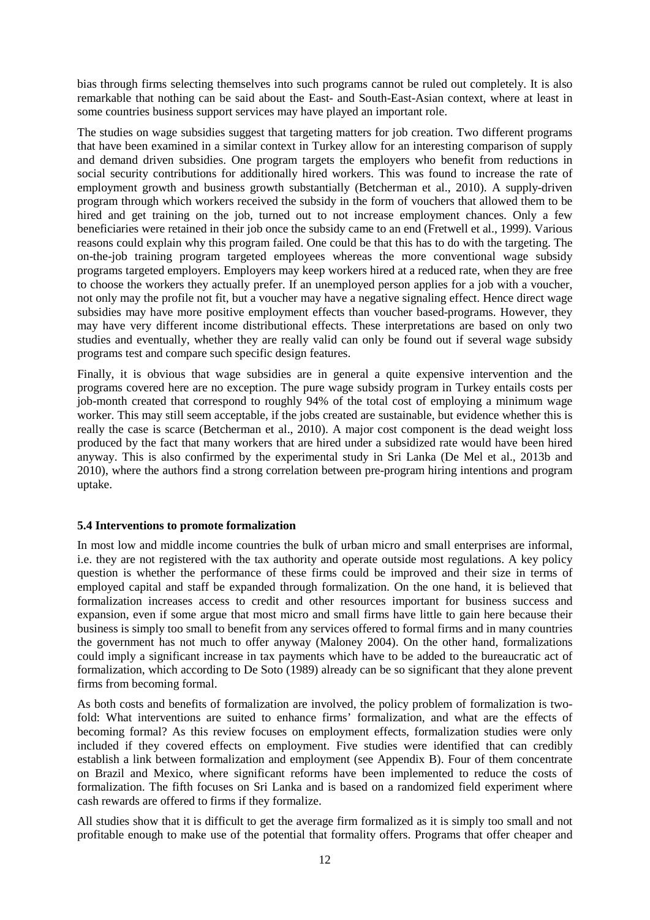bias through firms selecting themselves into such programs cannot be ruled out completely. It is also remarkable that nothing can be said about the East- and South-East-Asian context, where at least in some countries business support services may have played an important role.

The studies on wage subsidies suggest that targeting matters for job creation. Two different programs that have been examined in a similar context in Turkey allow for an interesting comparison of supply and demand driven subsidies. One program targets the employers who benefit from reductions in social security contributions for additionally hired workers. This was found to increase the rate of employment growth and business growth substantially (Betcherman et al., 2010). A supply-driven program through which workers received the subsidy in the form of vouchers that allowed them to be hired and get training on the job, turned out to not increase employment chances. Only a few beneficiaries were retained in their job once the subsidy came to an end (Fretwell et al., 1999). Various reasons could explain why this program failed. One could be that this has to do with the targeting. The on-the-job training program targeted employees whereas the more conventional wage subsidy programs targeted employers. Employers may keep workers hired at a reduced rate, when they are free to choose the workers they actually prefer. If an unemployed person applies for a job with a voucher, not only may the profile not fit, but a voucher may have a negative signaling effect. Hence direct wage subsidies may have more positive employment effects than voucher based-programs. However, they may have very different income distributional effects. These interpretations are based on only two studies and eventually, whether they are really valid can only be found out if several wage subsidy programs test and compare such specific design features.

Finally, it is obvious that wage subsidies are in general a quite expensive intervention and the programs covered here are no exception. The pure wage subsidy program in Turkey entails costs per job-month created that correspond to roughly 94% of the total cost of employing a minimum wage worker. This may still seem acceptable, if the jobs created are sustainable, but evidence whether this is really the case is scarce (Betcherman et al., 2010). A major cost component is the dead weight loss produced by the fact that many workers that are hired under a subsidized rate would have been hired anyway. This is also confirmed by the experimental study in Sri Lanka (De Mel et al., 2013b and 2010), where the authors find a strong correlation between pre-program hiring intentions and program uptake.

### 5.4 Interventions to promote formalization

In most low and middle income countries the bulk of urban micro and small enterprises are informal, i.e. they are not registered with the tax authority and operate outside most regulations. A key policy question is whether the performance of these firms could be improved and their size in terms of employed capital and staff be expanded through formalization. On the one hand, it is believed that formalization increases access to credit and other resources important for business success and expansion, even if some argue that most micro and small firms have little to gain here because their business is simply too small to benefit from any services offered to formal firms and in many countries the government has not much to offer anyway (Maloney 2004). On the other hand, formalizations could imply a significant increase in tax payments which have to be added to the bureaucratic act of formalization, which according to De Soto (1989) already can be so significant that they alone prevent firms from becoming formal.

As both costs and benefits of formalization are involved, the policy problem of formalization is two-fold: What interventions are suited to enhance firms' formalization, and what are the effects of becoming formal? As this review focuses on employment effects, formalization studies were only included if they covered effects on employment. Five studies were identified that can credibly establish a link between formalization and employment (see Appendix B). Four of them concentrate on Brazil and Mexico, where significant reforms have been implemented to reduce the costs of formalization. The fifth focuses on Sri Lanka and is based on a randomized field experiment where cash rewards are offered to firms if they formalize.

All studies show that it is difficult to get the average firm formalized as it is simply too small and not profitable enough to make use of the potential that formality offers. Programs that offer cheaper and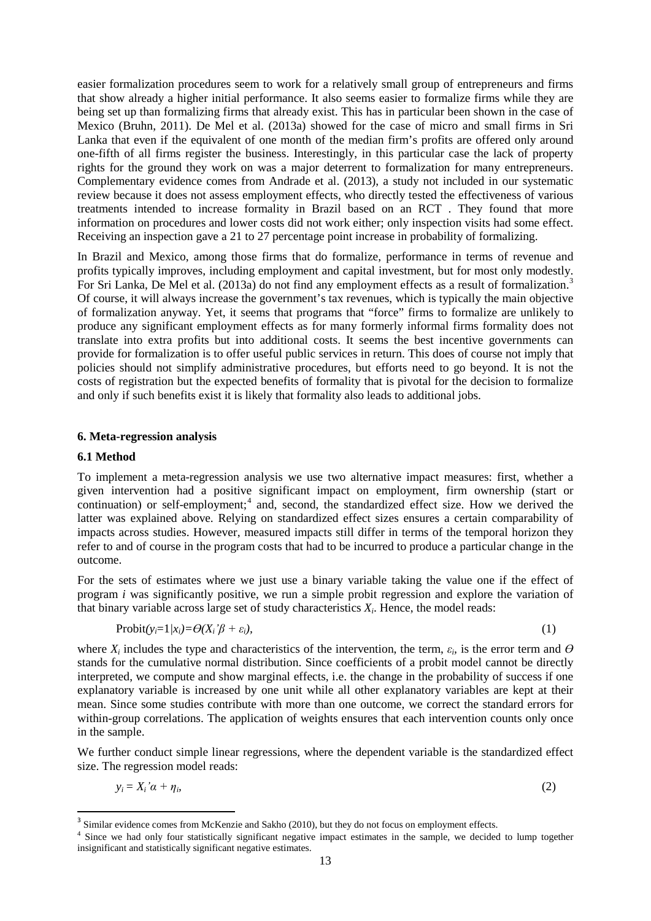easier formalization procedures seem to work for a relatively small group of entrepreneurs and firms that show already a higher initial performance. It also seems easier to formalize firms while they are being set up than formalizing firms that already exist. This has in particular been shown in the case of Mexico (Bruhn, 2011). De Mel et al. (2013a) showed for the case of micro and small firms in Sri Lanka that even if the equivalent of one month of the median firm's profits are offered only around one-fifth of all firms register the business. Interestingly, in this particular case the lack of property rights for the ground they work on was a major deterrent to formalization for many entrepreneurs. Complementary evidence comes from Andrade et al. (2013), a study not included in our systematic review because it does not assess employment effects, who directly tested the effectiveness of various treatments intended to increase formality in Brazil based on an RCT . They found that more information on procedures and lower costs did not work either; only inspection visits had some effect. Receiving an inspection gave a 21 to 27 percentage point increase in probability of formalizing.

In Brazil and Mexico, among those firms that do formalize, performance in terms of revenue and profits typically improves, including employment and capital investment, but for most only modestly. For Sri Lanka, De Mel et al. (2013a) do not find any employment effects as a result of formalization.[3] Of course, it will always increase the government's tax revenues, which is typically the main objective of formalization anyway. Yet, it seems that programs that "force" firms to formalize are unlikely to produce any significant employment effects as for many formerly informal firms formality does not translate into extra profits but into additional costs. It seems the best incentive governments can provide for formalization is to offer useful public services in return. This does of course not imply that policies should not simplify administrative procedures, but efforts need to go beyond. It is not the costs of registration but the expected benefits of formality that is pivotal for the decision to formalize and only if such benefits exist it is likely that formality also leads to additional jobs.

### 6. Meta-regression analysis

#### 6.1 Method

To implement a meta-regression analysis we use two alternative impact measures: first, whether a given intervention had a positive significant impact on employment, firm ownership (start or continuation) or self-employment;[4] and, second, the standardized effect size. How we derived the latter was explained above. Relying on standardized effect sizes ensures a certain comparability of impacts across studies. However, measured impacts still differ in terms of the temporal horizon they refer to and of course in the program costs that had to be incurred to produce a particular change in the outcome.

For the sets of estimates where we just use a binary variable taking the value one if the effect of program *i* was significantly positive, we run a simple probit regression and explore the variation of that binary variable across large set of study characteristics $X_i$. Hence, the model reads:

$$\text{Probit}(y_i=1|x_i)=\Theta(X_i'\beta + \varepsilon_i), \quad (1)$$

where $X_i$ includes the type and characteristics of the intervention, the term, $\varepsilon_i$, is the error term and $\Theta$ stands for the cumulative normal distribution. Since coefficients of a probit model cannot be directly interpreted, we compute and show marginal effects, i.e. the change in the probability of success if one explanatory variable is increased by one unit while all other explanatory variables are kept at their mean. Since some studies contribute with more than one outcome, we correct the standard errors for within-group correlations. The application of weights ensures that each intervention counts only once in the sample.

We further conduct simple linear regressions, where the dependent variable is the standardized effect size. The regression model reads:

$$y_i = X_i'\alpha + \eta_i, \quad (2)$$

---

[3] Similar evidence comes from McKenzie and Sakho (2010), but they do not focus on employment effects.

[4] Since we had only four statistically significant negative impact estimates in the sample, we decided to lump together insignificant and statistically significant negative estimates.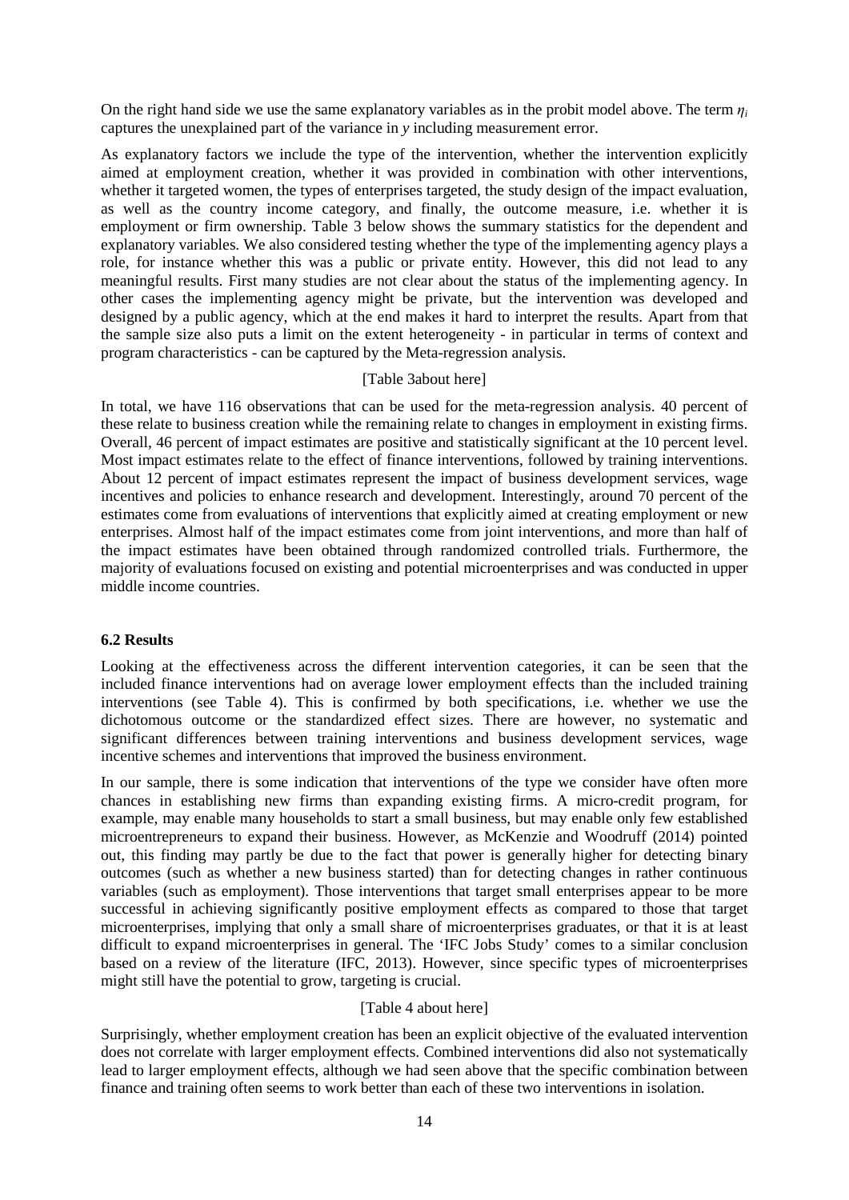On the right hand side we use the same explanatory variables as in the probit model above. The term $\eta_i$ captures the unexplained part of the variance in $y$ including measurement error.

As explanatory factors we include the type of the intervention, whether the intervention explicitly aimed at employment creation, whether it was provided in combination with other interventions, whether it targeted women, the types of enterprises targeted, the study design of the impact evaluation, as well as the country income category, and finally, the outcome measure, i.e. whether it is employment or firm ownership. Table 3 below shows the summary statistics for the dependent and explanatory variables. We also considered testing whether the type of the implementing agency plays a role, for instance whether this was a public or private entity. However, this did not lead to any meaningful results. First many studies are not clear about the status of the implementing agency. In other cases the implementing agency might be private, but the intervention was developed and designed by a public agency, which at the end makes it hard to interpret the results. Apart from that the sample size also puts a limit on the extent heterogeneity - in particular in terms of context and program characteristics - can be captured by the Meta-regression analysis.

[Table 3about here]

In total, we have 116 observations that can be used for the meta-regression analysis. 40 percent of these relate to business creation while the remaining relate to changes in employment in existing firms. Overall, 46 percent of impact estimates are positive and statistically significant at the 10 percent level. Most impact estimates relate to the effect of finance interventions, followed by training interventions. About 12 percent of impact estimates represent the impact of business development services, wage incentives and policies to enhance research and development. Interestingly, around 70 percent of the estimates come from evaluations of interventions that explicitly aimed at creating employment or new enterprises. Almost half of the impact estimates come from joint interventions, and more than half of the impact estimates have been obtained through randomized controlled trials. Furthermore, the majority of evaluations focused on existing and potential microenterprises and was conducted in upper middle income countries.

### 6.2 Results

Looking at the effectiveness across the different intervention categories, it can be seen that the included finance interventions had on average lower employment effects than the included training interventions (see Table 4). This is confirmed by both specifications, i.e. whether we use the dichotomous outcome or the standardized effect sizes. There are however, no systematic and significant differences between training interventions and business development services, wage incentive schemes and interventions that improved the business environment.

In our sample, there is some indication that interventions of the type we consider have often more chances in establishing new firms than expanding existing firms. A micro-credit program, for example, may enable many households to start a small business, but may enable only few established microentrepreneurs to expand their business. However, as McKenzie and Woodruff (2014) pointed out, this finding may partly be due to the fact that power is generally higher for detecting binary outcomes (such as whether a new business started) than for detecting changes in rather continuous variables (such as employment). Those interventions that target small enterprises appear to be more successful in achieving significantly positive employment effects as compared to those that target microenterprises, implying that only a small share of microenterprises graduates, or that it is at least difficult to expand microenterprises in general. The 'IFC Jobs Study' comes to a similar conclusion based on a review of the literature (IFC, 2013). However, since specific types of microenterprises might still have the potential to grow, targeting is crucial.

[Table 4 about here]

Surprisingly, whether employment creation has been an explicit objective of the evaluated intervention does not correlate with larger employment effects. Combined interventions did also not systematically lead to larger employment effects, although we had seen above that the specific combination between finance and training often seems to work better than each of these two interventions in isolation.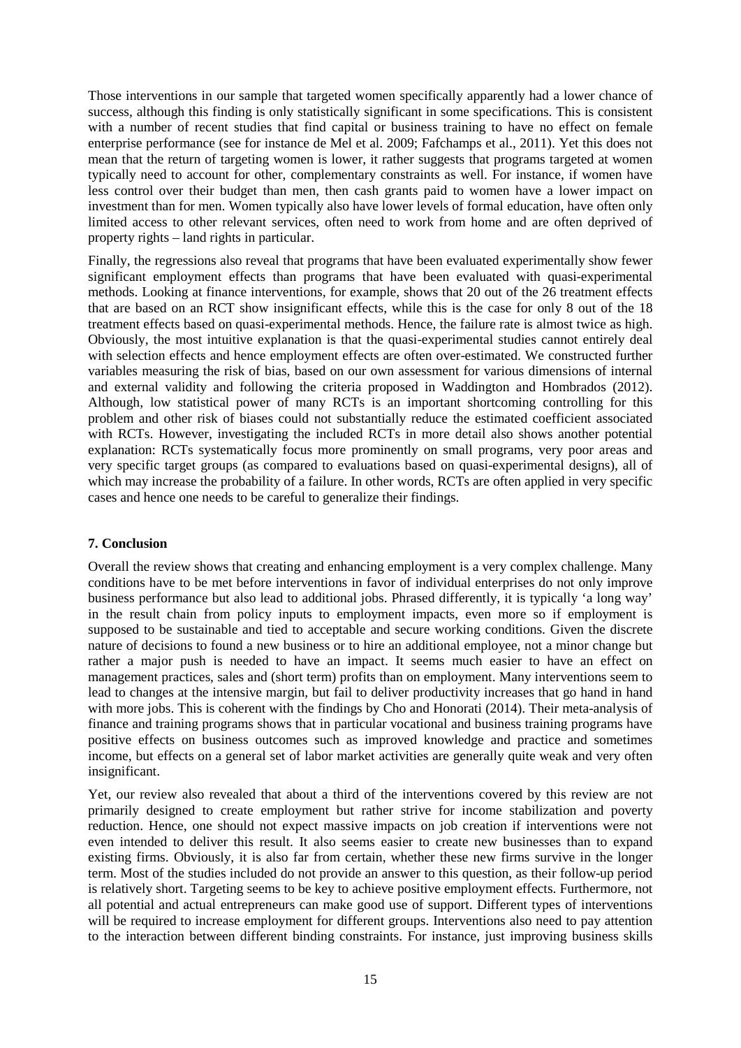Those interventions in our sample that targeted women specifically apparently had a lower chance of success, although this finding is only statistically significant in some specifications. This is consistent with a number of recent studies that find capital or business training to have no effect on female enterprise performance (see for instance de Mel et al. 2009; Fafchamps et al., 2011). Yet this does not mean that the return of targeting women is lower, it rather suggests that programs targeted at women typically need to account for other, complementary constraints as well. For instance, if women have less control over their budget than men, then cash grants paid to women have a lower impact on investment than for men. Women typically also have lower levels of formal education, have often only limited access to other relevant services, often need to work from home and are often deprived of property rights – land rights in particular.

Finally, the regressions also reveal that programs that have been evaluated experimentally show fewer significant employment effects than programs that have been evaluated with quasi-experimental methods. Looking at finance interventions, for example, shows that 20 out of the 26 treatment effects that are based on an RCT show insignificant effects, while this is the case for only 8 out of the 18 treatment effects based on quasi-experimental methods. Hence, the failure rate is almost twice as high. Obviously, the most intuitive explanation is that the quasi-experimental studies cannot entirely deal with selection effects and hence employment effects are often over-estimated. We constructed further variables measuring the risk of bias, based on our own assessment for various dimensions of internal and external validity and following the criteria proposed in Waddington and Hombrados (2012). Although, low statistical power of many RCTs is an important shortcoming controlling for this problem and other risk of biases could not substantially reduce the estimated coefficient associated with RCTs. However, investigating the included RCTs in more detail also shows another potential explanation: RCTs systematically focus more prominently on small programs, very poor areas and very specific target groups (as compared to evaluations based on quasi-experimental designs), all of which may increase the probability of a failure. In other words, RCTs are often applied in very specific cases and hence one needs to be careful to generalize their findings.

## 7. Conclusion

Overall the review shows that creating and enhancing employment is a very complex challenge. Many conditions have to be met before interventions in favor of individual enterprises do not only improve business performance but also lead to additional jobs. Phrased differently, it is typically 'a long way' in the result chain from policy inputs to employment impacts, even more so if employment is supposed to be sustainable and tied to acceptable and secure working conditions. Given the discrete nature of decisions to found a new business or to hire an additional employee, not a minor change but rather a major push is needed to have an impact. It seems much easier to have an effect on management practices, sales and (short term) profits than on employment. Many interventions seem to lead to changes at the intensive margin, but fail to deliver productivity increases that go hand in hand with more jobs. This is coherent with the findings by Cho and Honorati (2014). Their meta-analysis of finance and training programs shows that in particular vocational and business training programs have positive effects on business outcomes such as improved knowledge and practice and sometimes income, but effects on a general set of labor market activities are generally quite weak and very often insignificant.

Yet, our review also revealed that about a third of the interventions covered by this review are not primarily designed to create employment but rather strive for income stabilization and poverty reduction. Hence, one should not expect massive impacts on job creation if interventions were not even intended to deliver this result. It also seems easier to create new businesses than to expand existing firms. Obviously, it is also far from certain, whether these new firms survive in the longer term. Most of the studies included do not provide an answer to this question, as their follow-up period is relatively short. Targeting seems to be key to achieve positive employment effects. Furthermore, not all potential and actual entrepreneurs can make good use of support. Different types of interventions will be required to increase employment for different groups. Interventions also need to pay attention to the interaction between different binding constraints. For instance, just improving business skills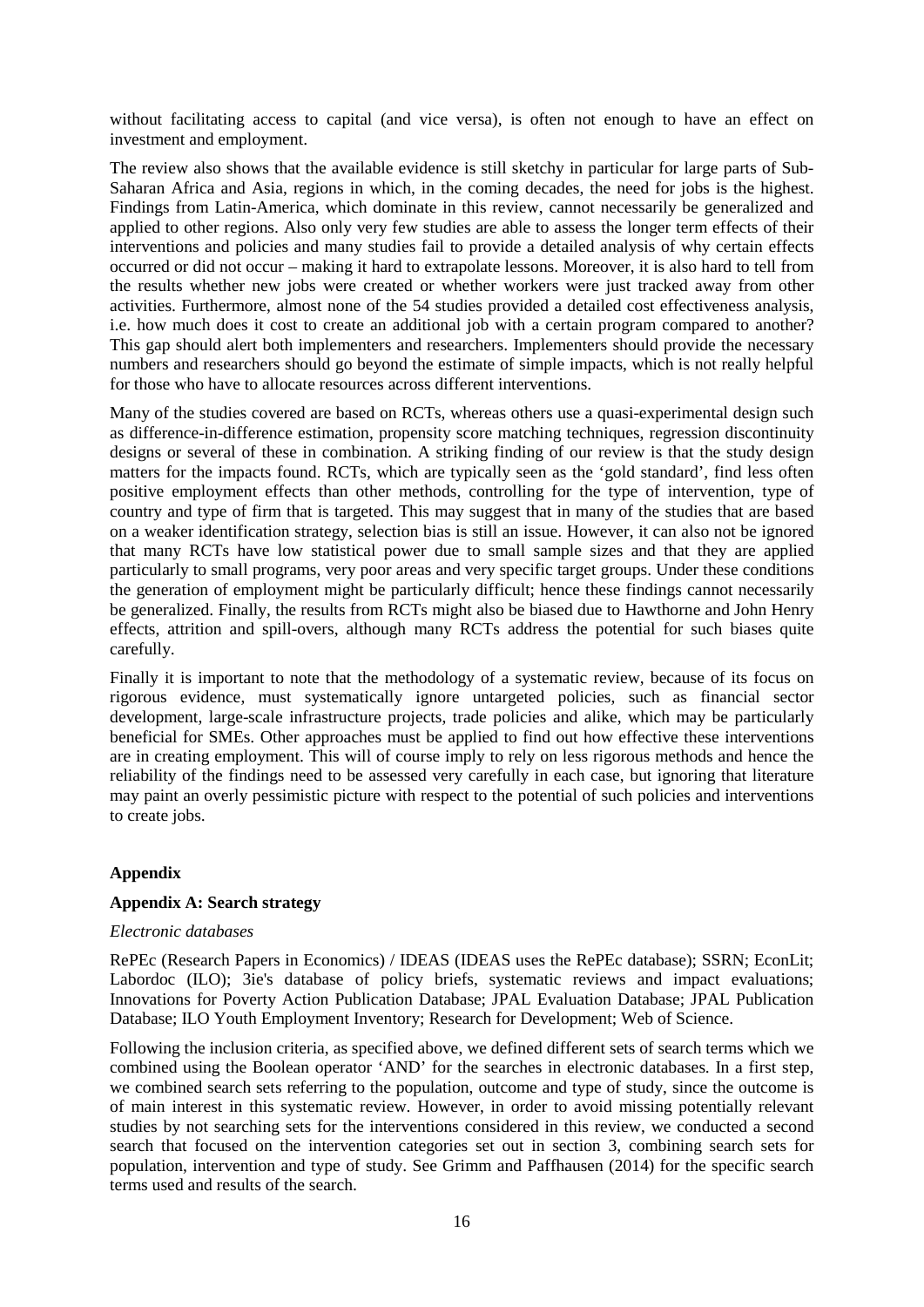without facilitating access to capital (and vice versa), is often not enough to have an effect on investment and employment.

The review also shows that the available evidence is still sketchy in particular for large parts of Sub-Saharan Africa and Asia, regions in which, in the coming decades, the need for jobs is the highest. Findings from Latin-America, which dominate in this review, cannot necessarily be generalized and applied to other regions. Also only very few studies are able to assess the longer term effects of their interventions and policies and many studies fail to provide a detailed analysis of why certain effects occurred or did not occur – making it hard to extrapolate lessons. Moreover, it is also hard to tell from the results whether new jobs were created or whether workers were just tracked away from other activities. Furthermore, almost none of the 54 studies provided a detailed cost effectiveness analysis, i.e. how much does it cost to create an additional job with a certain program compared to another? This gap should alert both implementers and researchers. Implementers should provide the necessary numbers and researchers should go beyond the estimate of simple impacts, which is not really helpful for those who have to allocate resources across different interventions.

Many of the studies covered are based on RCTs, whereas others use a quasi-experimental design such as difference-in-difference estimation, propensity score matching techniques, regression discontinuity designs or several of these in combination. A striking finding of our review is that the study design matters for the impacts found. RCTs, which are typically seen as the 'gold standard', find less often positive employment effects than other methods, controlling for the type of intervention, type of country and type of firm that is targeted. This may suggest that in many of the studies that are based on a weaker identification strategy, selection bias is still an issue. However, it can also not be ignored that many RCTs have low statistical power due to small sample sizes and that they are applied particularly to small programs, very poor areas and very specific target groups. Under these conditions the generation of employment might be particularly difficult; hence these findings cannot necessarily be generalized. Finally, the results from RCTs might also be biased due to Hawthorne and John Henry effects, attrition and spill-overs, although many RCTs address the potential for such biases quite carefully.

Finally it is important to note that the methodology of a systematic review, because of its focus on rigorous evidence, must systematically ignore untargeted policies, such as financial sector development, large-scale infrastructure projects, trade policies and alike, which may be particularly beneficial for SMEs. Other approaches must be applied to find out how effective these interventions are in creating employment. This will of course imply to rely on less rigorous methods and hence the reliability of the findings need to be assessed very carefully in each case, but ignoring that literature may paint an overly pessimistic picture with respect to the potential of such policies and interventions to create jobs.

## Appendix

### Appendix A: Search strategy

*Electronic databases*

RePEc (Research Papers in Economics) / IDEAS (IDEAS uses the RePEc database); SSRN; EconLit; Labordoc (ILO); 3ie's database of policy briefs, systematic reviews and impact evaluations; Innovations for Poverty Action Publication Database; JPAL Evaluation Database; JPAL Publication Database; ILO Youth Employment Inventory; Research for Development; Web of Science.

Following the inclusion criteria, as specified above, we defined different sets of search terms which we combined using the Boolean operator 'AND' for the searches in electronic databases. In a first step, we combined search sets referring to the population, outcome and type of study, since the outcome is of main interest in this systematic review. However, in order to avoid missing potentially relevant studies by not searching sets for the interventions considered in this review, we conducted a second search that focused on the intervention categories set out in section 3, combining search sets for population, intervention and type of study. See Grimm and Paffhausen (2014) for the specific search terms used and results of the search.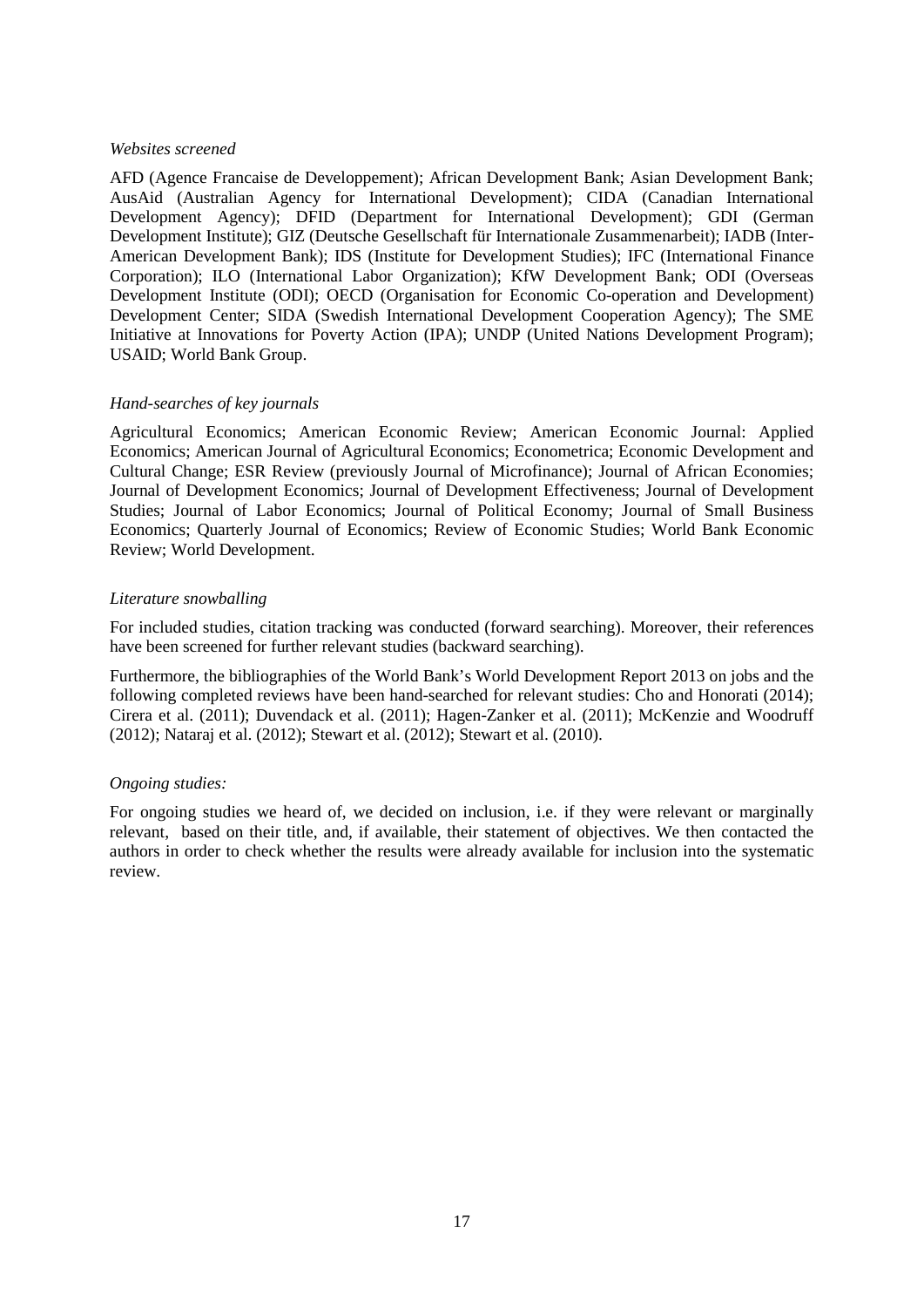*Websites screened*

AFD (Agence Francaise de Developpement); African Development Bank; Asian Development Bank; AusAid (Australian Agency for International Development); CIDA (Canadian International Development Agency); DFID (Department for International Development); GDI (German Development Institute); GIZ (Deutsche Gesellschaft für Internationale Zusammenarbeit); IADB (Inter-American Development Bank); IDS (Institute for Development Studies); IFC (International Finance Corporation); ILO (International Labor Organization); KfW Development Bank; ODI (Overseas Development Institute (ODI); OECD (Organisation for Economic Co-operation and Development) Development Center; SIDA (Swedish International Development Cooperation Agency); The SME Initiative at Innovations for Poverty Action (IPA); UNDP (United Nations Development Program); USAID; World Bank Group.

*Hand-searches of key journals*

Agricultural Economics; American Economic Review; American Economic Journal: Applied Economics; American Journal of Agricultural Economics; Econometrica; Economic Development and Cultural Change; ESR Review (previously Journal of Microfinance); Journal of African Economies; Journal of Development Economics; Journal of Development Effectiveness; Journal of Development Studies; Journal of Labor Economics; Journal of Political Economy; Journal of Small Business Economics; Quarterly Journal of Economics; Review of Economic Studies; World Bank Economic Review; World Development.

*Literature snowballing*

For included studies, citation tracking was conducted (forward searching). Moreover, their references have been screened for further relevant studies (backward searching).

Furthermore, the bibliographies of the World Bank's World Development Report 2013 on jobs and the following completed reviews have been hand-searched for relevant studies: Cho and Honorati (2014); Cirera et al. (2011); Duvendack et al. (2011); Hagen-Zanker et al. (2011); McKenzie and Woodruff (2012); Nataraj et al. (2012); Stewart et al. (2012); Stewart et al. (2010).

*Ongoing studies:*

For ongoing studies we heard of, we decided on inclusion, i.e. if they were relevant or marginally relevant, based on their title, and, if available, their statement of objectives. We then contacted the authors in order to check whether the results were already available for inclusion into the systematic review.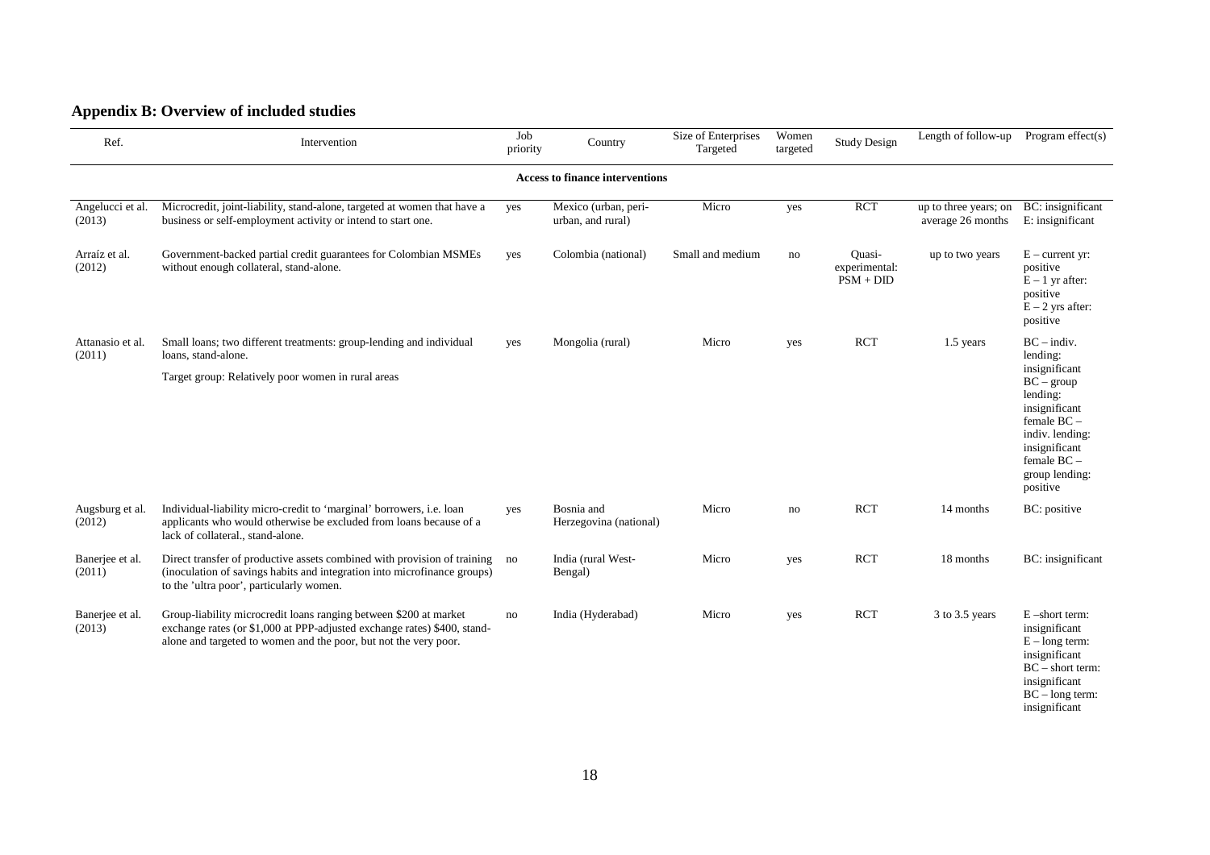## Appendix B: Overview of included studies

| Ref. | Intervention | Job priority | Country | Size of Enterprises Targeted | Women targeted | Study Design | Length of follow-up | Program effect(s) |
|---|---|---|---|---|---|---|---|---|
| | | | **Access to finance interventions** | | | | | |
| Angelucci et al. (2013) | Microcredit, joint-liability, stand-alone, targeted at women that have a business or self-employment activity or intend to start one. | yes | Mexico (urban, peri-urban, and rural) | Micro | yes | RCT | up to three years; on average 26 months | BC: insignificant E: insignificant |
| Arraíz et al. (2012) | Government-backed partial credit guarantees for Colombian MSMEs without enough collateral, stand-alone. | yes | Colombia (national) | Small and medium | no | Quasi-experimental: PSM + DID | up to two years | E – current yr: positive E – 1 yr after: positive E – 2 yrs after: positive |
| Attanasio et al. (2011) | Small loans; two different treatments: group-lending and individual loans, stand-alone. Target group: Relatively poor women in rural areas | yes | Mongolia (rural) | Micro | yes | RCT | 1.5 years | BC – indiv. lending: insignificant BC – group lending: insignificant female BC – indiv. lending: insignificant female BC – group lending: positive |
| Augsburg et al. (2012) | Individual-liability micro-credit to 'marginal' borrowers, i.e. loan applicants who would otherwise be excluded from loans because of a lack of collateral., stand-alone. | yes | Bosnia and Herzegovina (national) | Micro | no | RCT | 14 months | BC: positive |
| Banerjee et al. (2011) | Direct transfer of productive assets combined with provision of training (inoculation of savings habits and integration into microfinance groups) to the 'ultra poor', particularly women. | no | India (rural West-Bengal) | Micro | yes | RCT | 18 months | BC: insignificant |
| Banerjee et al. (2013) | Group-liability microcredit loans ranging between $200 at market exchange rates (or $1,000 at PPP-adjusted exchange rates) $400, stand-alone and targeted to women and the poor, but not the very poor. | no | India (Hyderabad) | Micro | yes | RCT | 3 to 3.5 years | E –short term: insignificant E – long term: insignificant BC – short term: insignificant BC – long term: insignificant |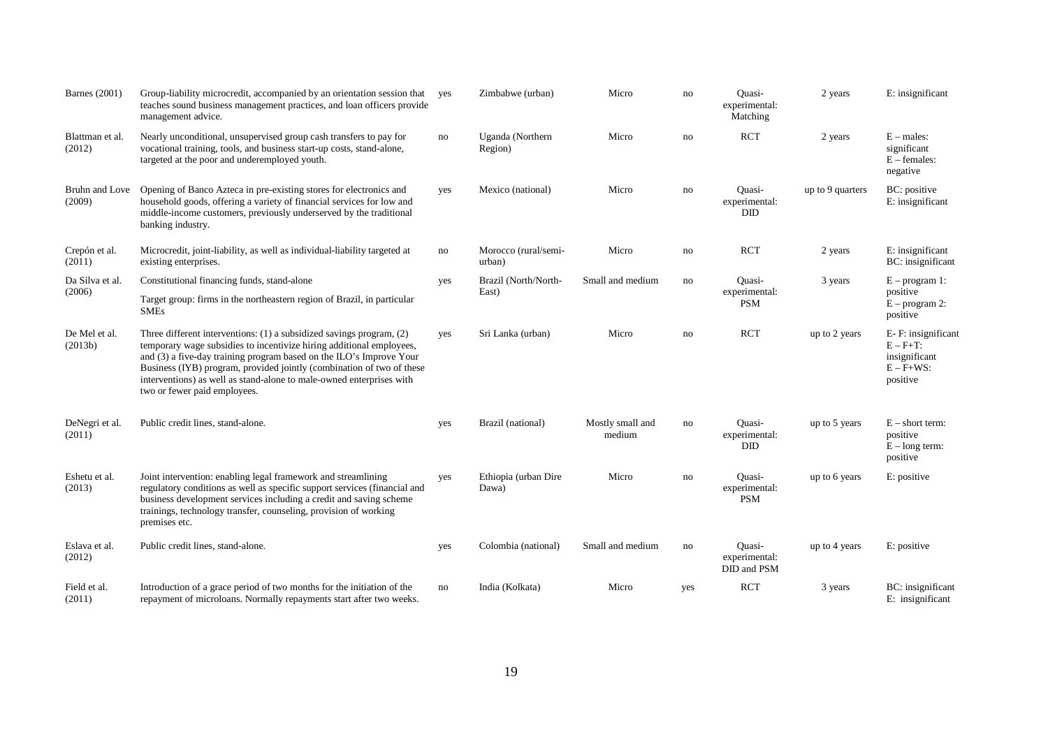| | | | | | | | | |
|---|---|---|---|---|---|---|---|---|
| Barnes (2001) | Group-liability microcredit, accompanied by an orientation session that teaches sound business management practices, and loan officers provide management advice. | yes | Zimbabwe (urban) | Micro | no | Quasi-experimental: Matching | 2 years | E: insignificant |
| Blattman et al. (2012) | Nearly unconditional, unsupervised group cash transfers to pay for vocational training, tools, and business start-up costs, stand-alone, targeted at the poor and underemployed youth. | no | Uganda (Northern Region) | Micro | no | RCT | 2 years | E – males: significant<br>E – females: negative |
| Bruhn and Love (2009) | Opening of Banco Azteca in pre-existing stores for electronics and household goods, offering a variety of financial services for low and middle-income customers, previously underserved by the traditional banking industry. | yes | Mexico (national) | Micro | no | Quasi-experimental: DID | up to 9 quarters | BC: positive<br>E: insignificant |
| Crepón et al. (2011) | Microcredit, joint-liability, as well as individual-liability targeted at existing enterprises. | no | Morocco (rural/semi-urban) | Micro | no | RCT | 2 years | E: insignificant<br>BC: insignificant |
| Da Silva et al. (2006) | Constitutional financing funds, stand-alone<br>Target group: firms in the northeastern region of Brazil, in particular SMEs | yes | Brazil (North/North-East) | Small and medium | no | Quasi-experimental: PSM | 3 years | E – program 1: positive<br>E – program 2: positive |
| De Mel et al. (2013b) | Three different interventions: (1) a subsidized savings program, (2) temporary wage subsidies to incentivize hiring additional employees, and (3) a five-day training program based on the ILO's Improve Your Business (IYB) program, provided jointly (combination of two of these interventions) as well as stand-alone to male-owned enterprises with two or fewer paid employees. | yes | Sri Lanka (urban) | Micro | no | RCT | up to 2 years | E- F: insignificant<br>E – F+T: insignificant<br>E – F+WS: positive |
| DeNegri et al. (2011) | Public credit lines, stand-alone. | yes | Brazil (national) | Mostly small and medium | no | Quasi-experimental: DID | up to 5 years | E – short term: positive<br>E – long term: positive |
| Eshetu et al. (2013) | Joint intervention: enabling legal framework and streamlining regulatory conditions as well as specific support services (financial and business development services including a credit and saving scheme trainings, technology transfer, counseling, provision of working premises etc. | yes | Ethiopia (urban Dire Dawa) | Micro | no | Quasi-experimental: PSM | up to 6 years | E: positive |
| Eslava et al. (2012) | Public credit lines, stand-alone. | yes | Colombia (national) | Small and medium | no | Quasi-experimental: DID and PSM | up to 4 years | E: positive |
| Field et al. (2011) | Introduction of a grace period of two months for the initiation of the repayment of microloans. Normally repayments start after two weeks. | no | India (Kolkata) | Micro | yes | RCT | 3 years | BC: insignificant<br>E: insignificant |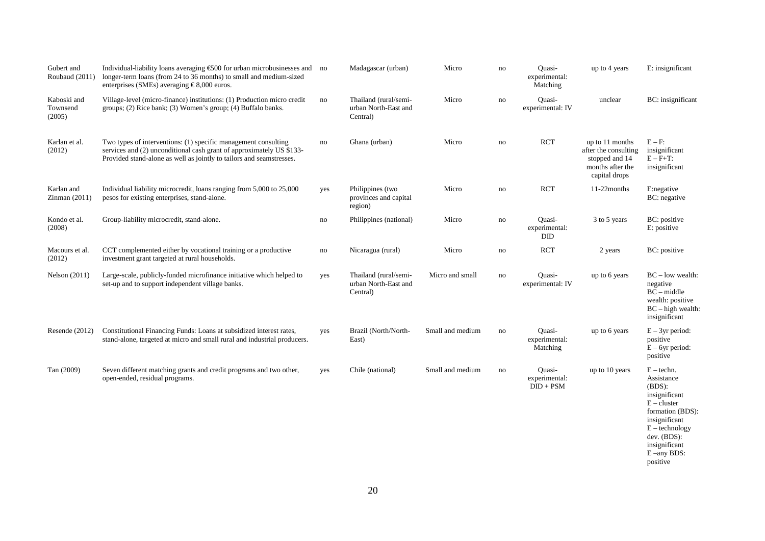| | | | | | | | | |
|---|---|---|---|---|---|---|---|---|
| Gubert and Roubaud (2011) | Individual-liability loans averaging €500 for urban microbusinesses and longer-term loans (from 24 to 36 months) to small and medium-sized enterprises (SMEs) averaging € 8,000 euros. | no | Madagascar (urban) | Micro | no | Quasi-experimental: Matching | up to 4 years | E: insignificant |
| Kaboski and Townsend (2005) | Village-level (micro-finance) institutions: (1) Production micro credit groups; (2) Rice bank; (3) Women's group; (4) Buffalo banks. | no | Thailand (rural/semi-urban North-East and Central) | Micro | no | Quasi-experimental: IV | unclear | BC: insignificant |
| Karlan et al. (2012) | Two types of interventions: (1) specific management consulting services and (2) unconditional cash grant of approximately US $133- Provided stand-alone as well as jointly to tailors and seamstresses. | no | Ghana (urban) | Micro | no | RCT | up to 11 months after the consulting stopped and 14 months after the capital drops | E – F: insignificant E – F+T: insignificant |
| Karlan and Zinman (2011) | Individual liability microcredit, loans ranging from 5,000 to 25,000 pesos for existing enterprises, stand-alone. | yes | Philippines (two provinces and capital region) | Micro | no | RCT | 11-22months | E:negative BC: negative |
| Kondo et al. (2008) | Group-liability microcredit, stand-alone. | no | Philippines (national) | Micro | no | Quasi-experimental: DID | 3 to 5 years | BC: positive E: positive |
| Macours et al. (2012) | CCT complemented either by vocational training or a productive investment grant targeted at rural households. | no | Nicaragua (rural) | Micro | no | RCT | 2 years | BC: positive |
| Nelson (2011) | Large-scale, publicly-funded microfinance initiative which helped to set-up and to support independent village banks. | yes | Thailand (rural/semi-urban North-East and Central) | Micro and small | no | Quasi-experimental: IV | up to 6 years | BC – low wealth: negative BC – middle wealth: positive BC – high wealth: insignificant |
| Resende (2012) | Constitutional Financing Funds: Loans at subsidized interest rates, stand-alone, targeted at micro and small rural and industrial producers. | yes | Brazil (North/North-East) | Small and medium | no | Quasi-experimental: Matching | up to 6 years | E – 3yr period: positive E – 6yr period: positive |
| Tan (2009) | Seven different matching grants and credit programs and two other, open-ended, residual programs. | yes | Chile (national) | Small and medium | no | Quasi-experimental: DID + PSM | up to 10 years | E – techn. Assistance (BDS): insignificant E – cluster formation (BDS): insignificant E – technology dev. (BDS): insignificant E –any BDS: positive |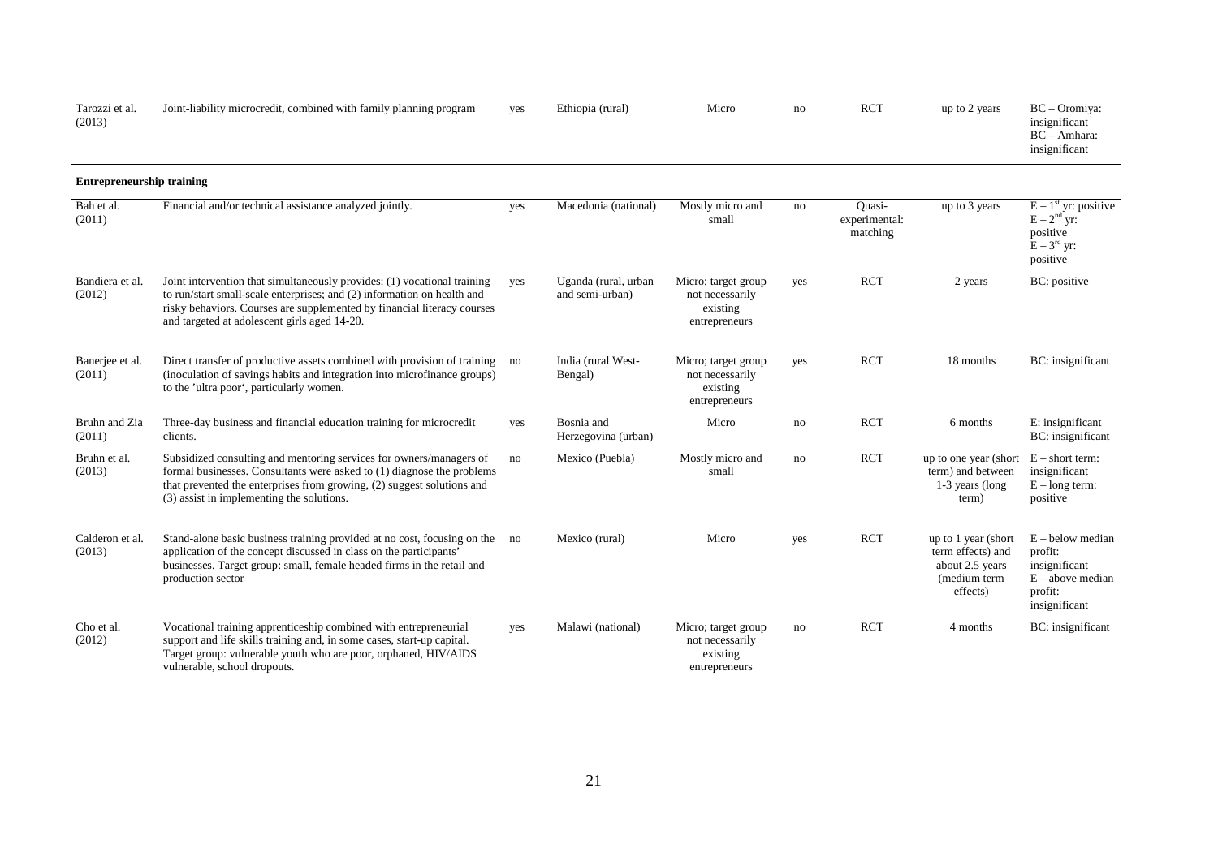| | | | | | | | | |
|---|---|---|---|---|---|---|---|---|
| Tarozzi et al. (2013) | Joint-liability microcredit, combined with family planning program | yes | Ethiopia (rural) | Micro | no | RCT | up to 2 years | BC – Oromiya: insignificant<br>BC – Amhara: insignificant |
| **Entrepreneurship training** | | | | | | | | |
| Bah et al. (2011) | Financial and/or technical assistance analyzed jointly. | yes | Macedonia (national) | Mostly micro and small | no | Quasi-experimental: matching | up to 3 years | E – 1st yr: positive<br>E – 2nd yr: positive<br>E – 3rd yr: positive |
| Bandiera et al. (2012) | Joint intervention that simultaneously provides: (1) vocational training to run/start small-scale enterprises; and (2) information on health and risky behaviors. Courses are supplemented by financial literacy courses and targeted at adolescent girls aged 14-20. | yes | Uganda (rural, urban and semi-urban) | Micro; target group not necessarily existing entrepreneurs | yes | RCT | 2 years | BC: positive |
| Banerjee et al. (2011) | Direct transfer of productive assets combined with provision of training (inoculation of savings habits and integration into microfinance groups) to the 'ultra poor', particularly women. | no | India (rural West-Bengal) | Micro; target group not necessarily existing entrepreneurs | yes | RCT | 18 months | BC: insignificant |
| Bruhn and Zia (2011) | Three-day business and financial education training for microcredit clients. | yes | Bosnia and Herzegovina (urban) | Micro | no | RCT | 6 months | E: insignificant<br>BC: insignificant |
| Bruhn et al. (2013) | Subsidized consulting and mentoring services for owners/managers of formal businesses. Consultants were asked to (1) diagnose the problems that prevented the enterprises from growing, (2) suggest solutions and (3) assist in implementing the solutions. | no | Mexico (Puebla) | Mostly micro and small | no | RCT | up to one year (short term) and between 1-3 years (long term) | E – short term: insignificant<br>E – long term: positive |
| Calderon et al. (2013) | Stand-alone basic business training provided at no cost, focusing on the application of the concept discussed in class on the participants' businesses. Target group: small, female headed firms in the retail and production sector | no | Mexico (rural) | Micro | yes | RCT | up to 1 year (short term effects) and about 2.5 years (medium term effects) | E – below median profit: insignificant<br>E – above median profit: insignificant |
| Cho et al. (2012) | Vocational training apprenticeship combined with entrepreneurial support and life skills training and, in some cases, start-up capital. Target group: vulnerable youth who are poor, orphaned, HIV/AIDS vulnerable, school dropouts. | yes | Malawi (national) | Micro; target group not necessarily existing entrepreneurs | no | RCT | 4 months | BC: insignificant |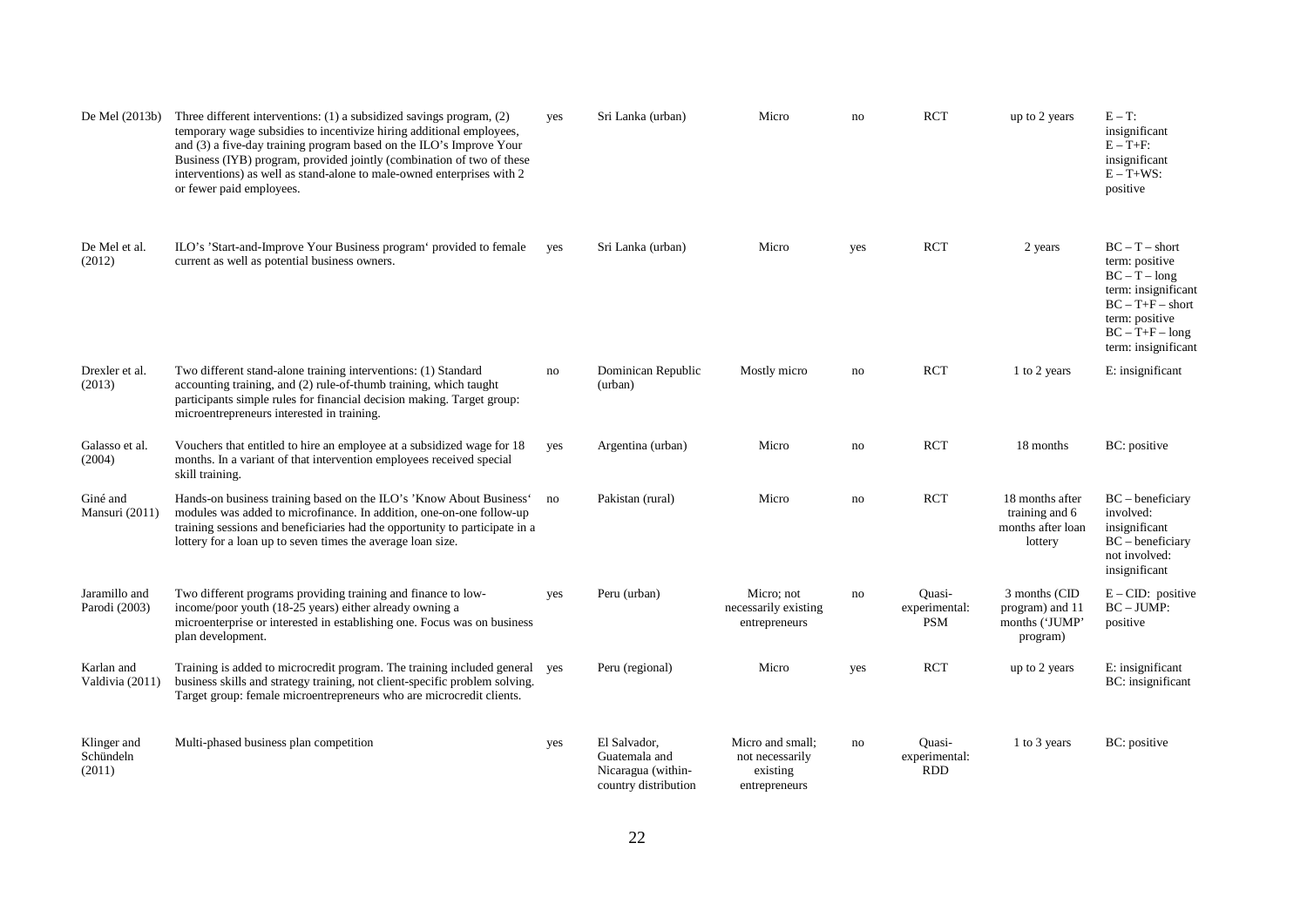| | | | | | | | | |
|---|---|---|---|---|---|---|---|---|
| De Mel (2013b) | Three different interventions: (1) a subsidized savings program, (2) temporary wage subsidies to incentivize hiring additional employees, and (3) a five-day training program based on the ILO's Improve Your Business (IYB) program, provided jointly (combination of two of these interventions) as well as stand-alone to male-owned enterprises with 2 or fewer paid employees. | yes | Sri Lanka (urban) | Micro | no | RCT | up to 2 years | E – T: insignificant<br>E – T+F: insignificant<br>E – T+WS: positive |
| De Mel et al. (2012) | ILO's 'Start-and-Improve Your Business program' provided to female current as well as potential business owners. | yes | Sri Lanka (urban) | Micro | yes | RCT | 2 years | BC – T – short term: positive<br>BC – T – long term: insignificant<br>BC – T+F – short term: positive<br>BC – T+F – long term: insignificant |
| Drexler et al. (2013) | Two different stand-alone training interventions: (1) Standard accounting training, and (2) rule-of-thumb training, which taught participants simple rules for financial decision making. Target group: microentrepreneurs interested in training. | no | Dominican Republic (urban) | Mostly micro | no | RCT | 1 to 2 years | E: insignificant |
| Galasso et al. (2004) | Vouchers that entitled to hire an employee at a subsidized wage for 18 months. In a variant of that intervention employees received special skill training. | yes | Argentina (urban) | Micro | no | RCT | 18 months | BC: positive |
| Giné and Mansuri (2011) | Hands-on business training based on the ILO's 'Know About Business' modules was added to microfinance. In addition, one-on-one follow-up training sessions and beneficiaries had the opportunity to participate in a lottery for a loan up to seven times the average loan size. | no | Pakistan (rural) | Micro | no | RCT | 18 months after training and 6 months after loan lottery | BC – beneficiary involved: insignificant<br>BC – beneficiary not involved: insignificant |
| Jaramillo and Parodi (2003) | Two different programs providing training and finance to low-income/poor youth (18-25 years) either already owning a microenterprise or interested in establishing one. Focus was on business plan development. | yes | Peru (urban) | Micro; not necessarily existing entrepreneurs | no | Quasi-experimental: PSM | 3 months (CID program) and 11 months ('JUMP' program) | E – CID: positive<br>BC – JUMP: positive |
| Karlan and Valdivia (2011) | Training is added to microcredit program. The training included general business skills and strategy training, not client-specific problem solving. Target group: female microentrepreneurs who are microcredit clients. | yes | Peru (regional) | Micro | yes | RCT | up to 2 years | E: insignificant<br>BC: insignificant |
| Klinger and Schündeln (2011) | Multi-phased business plan competition | yes | El Salvador, Guatemala and Nicaragua (within-country distribution | Micro and small; not necessarily existing entrepreneurs | no | Quasi-experimental: RDD | 1 to 3 years | BC: positive |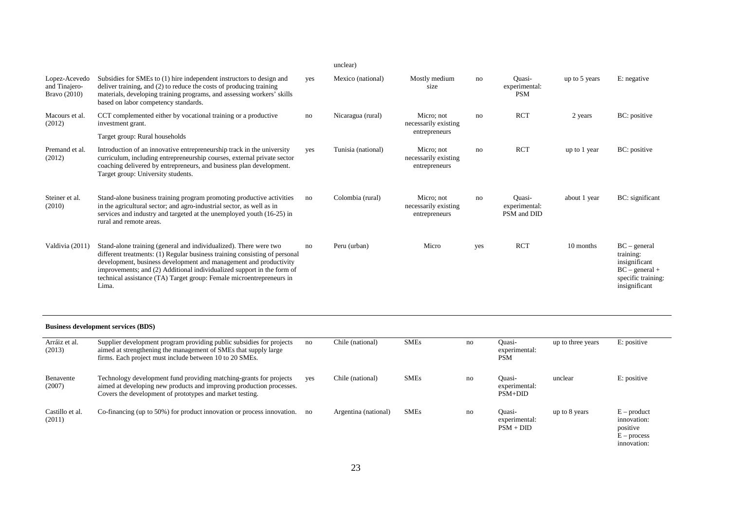| | | | unclear) | | | | | |
|---|---|---|---|---|---|---|---|---|
| Lopez-Acevedo and Tinajero-Bravo (2010) | Subsidies for SMEs to (1) hire independent instructors to design and deliver training, and (2) to reduce the costs of producing training materials, developing training programs, and assessing workers' skills based on labor competency standards. | yes | Mexico (national) | Mostly medium size | no | Quasi-experimental: PSM | up to 5 years | E: negative |
| Macours et al. (2012) | CCT complemented either by vocational training or a productive investment grant. Target group: Rural households | no | Nicaragua (rural) | Micro; not necessarily existing entrepreneurs | no | RCT | 2 years | BC: positive |
| Premand et al. (2012) | Introduction of an innovative entrepreneurship track in the university curriculum, including entrepreneurship courses, external private sector coaching delivered by entrepreneurs, and business plan development. Target group: University students. | yes | Tunisia (national) | Micro; not necessarily existing entrepreneurs | no | RCT | up to 1 year | BC: positive |
| Steiner et al. (2010) | Stand-alone business training program promoting productive activities in the agricultural sector; and agro-industrial sector, as well as in services and industry and targeted at the unemployed youth (16-25) in rural and remote areas. | no | Colombia (rural) | Micro; not necessarily existing entrepreneurs | no | Quasi-experimental: PSM and DID | about 1 year | BC: significant |
| Valdivia (2011) | Stand-alone training (general and individualized). There were two different treatments: (1) Regular business training consisting of personal development, business development and management and productivity improvements; and (2) Additional individualized support in the form of technical assistance (TA) Target group: Female microentrepreneurs in Lima. | no | Peru (urban) | Micro | yes | RCT | 10 months | BC – general training: insignificant BC – general + specific training: insignificant |
| **Business development services (BDS)** | | | | | | | | |
| Arráiz et al. (2013) | Supplier development program providing public subsidies for projects aimed at strengthening the management of SMEs that supply large firms. Each project must include between 10 to 20 SMEs. | no | Chile (national) | SMEs | no | Quasi-experimental: PSM | up to three years | E: positive |
| Benavente (2007) | Technology development fund providing matching-grants for projects aimed at developing new products and improving production processes. Covers the development of prototypes and market testing. | yes | Chile (national) | SMEs | no | Quasi-experimental: PSM+DID | unclear | E: positive |
| Castillo et al. (2011) | Co-financing (up to 50%) for product innovation or process innovation. | no | Argentina (national) | SMEs | no | Quasi-experimental: PSM + DID | up to 8 years | E – product innovation: positive E – process innovation: |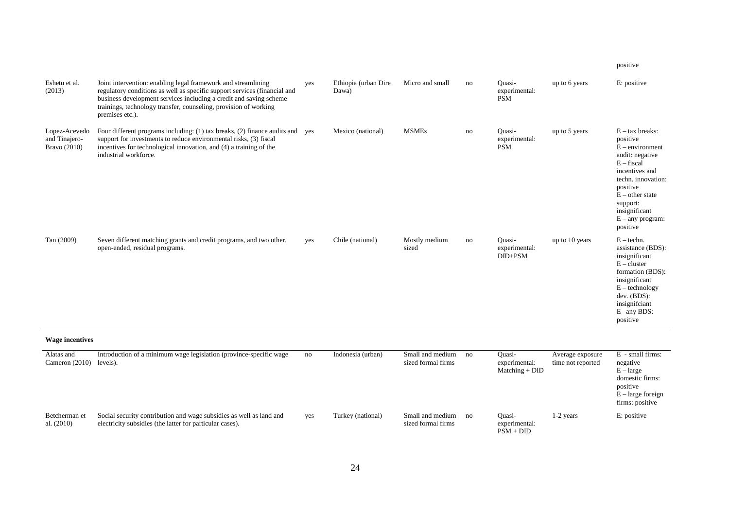| | | | | | | | | |
|---|---|---|---|---|---|---|---|---|
| | | | | | | | | positive |
| Eshetu et al. (2013) | Joint intervention: enabling legal framework and streamlining regulatory conditions as well as specific support services (financial and business development services including a credit and saving scheme trainings, technology transfer, counseling, provision of working premises etc.). | yes | Ethiopia (urban Dire Dawa) | Micro and small | no | Quasi-experimental: PSM | up to 6 years | E: positive |
| Lopez-Acevedo and Tinajero-Bravo (2010) | Four different programs including: (1) tax breaks, (2) finance audits and support for investments to reduce environmental risks, (3) fiscal incentives for technological innovation, and (4) a training of the industrial workforce. | yes | Mexico (national) | MSMEs | no | Quasi-experimental: PSM | up to 5 years | E – tax breaks: positive<br>E – environment audit: negative<br>E – fiscal incentives and techn. innovation: positive<br>E – other state support: insignificant<br>E – any program: positive |
| Tan (2009) | Seven different matching grants and credit programs, and two other, open-ended, residual programs. | yes | Chile (national) | Mostly medium sized | no | Quasi-experimental: DID+PSM | up to 10 years | E – techn. assistance (BDS): insignificant<br>E – cluster formation (BDS): insignificant<br>E – technology dev. (BDS): insignifciant<br>E –any BDS: positive |
| **Wage incentives** | | | | | | | | |
| Alatas and Cameron (2010) | Introduction of a minimum wage legislation (province-specific wage levels). | no | Indonesia (urban) | Small and medium sized formal firms | no | Quasi-experimental: Matching + DID | Average exposure time not reported | E - small firms: negative<br>E – large domestic firms: positive<br>E – large foreign firms: positive |
| Betcherman et al. (2010) | Social security contribution and wage subsidies as well as land and electricity subsidies (the latter for particular cases). | yes | Turkey (national) | Small and medium sized formal firms | no | Quasi-experimental: PSM + DID | 1-2 years | E: positive |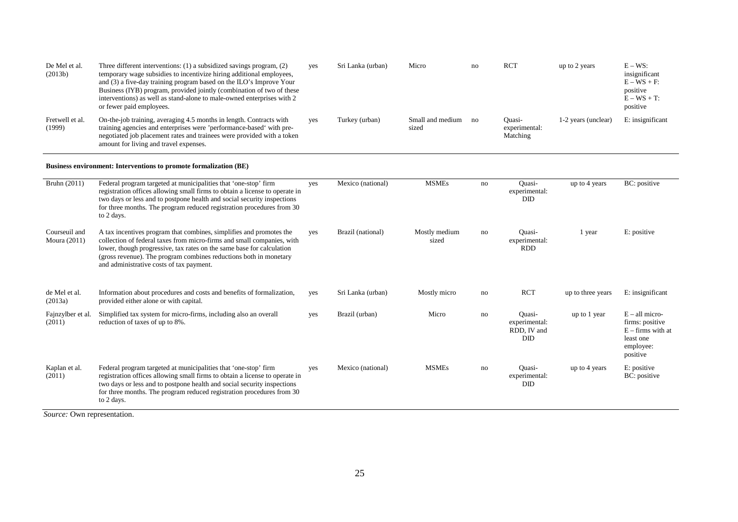| | | | | | | | | |
|---|---|---|---|---|---|---|---|---|
| De Mel et al. (2013b) | Three different interventions: (1) a subsidized savings program, (2) temporary wage subsidies to incentivize hiring additional employees, and (3) a five-day training program based on the ILO's Improve Your Business (IYB) program, provided jointly (combination of two of these interventions) as well as stand-alone to male-owned enterprises with 2 or fewer paid employees. | yes | Sri Lanka (urban) | Micro | no | RCT | up to 2 years | E – WS: insignificant<br>E – WS + F: positive<br>E – WS + T: positive |
| Fretwell et al. (1999) | On-the-job training, averaging 4.5 months in length. Contracts with training agencies and enterprises were 'performance-based' with pre-negotiated job placement rates and trainees were provided with a token amount for living and travel expenses. | yes | Turkey (urban) | Small and medium sized | no | Quasi-experimental: Matching | 1-2 years (unclear) | E: insignificant |
| **Business environment: Interventions to promote formalization (BE)** | | | | | | | | |
| Bruhn (2011) | Federal program targeted at municipalities that 'one-stop' firm registration offices allowing small firms to obtain a license to operate in two days or less and to postpone health and social security inspections for three months. The program reduced registration procedures from 30 to 2 days. | yes | Mexico (national) | MSMEs | no | Quasi-experimental: DID | up to 4 years | BC: positive |
| Courseuil and Moura (2011) | A tax incentives program that combines, simplifies and promotes the collection of federal taxes from micro-firms and small companies, with lower, though progressive, tax rates on the same base for calculation (gross revenue). The program combines reductions both in monetary and administrative costs of tax payment. | yes | Brazil (national) | Mostly medium sized | no | Quasi-experimental: RDD | 1 year | E: positive |
| de Mel et al. (2013a) | Information about procedures and costs and benefits of formalization, provided either alone or with capital. | yes | Sri Lanka (urban) | Mostly micro | no | RCT | up to three years | E: insignificant |
| Fajnzylber et al. (2011) | Simplified tax system for micro-firms, including also an overall reduction of taxes of up to 8%. | yes | Brazil (urban) | Micro | no | Quasi-experimental: RDD, IV and DID | up to 1 year | E – all micro-firms: positive<br>E – firms with at least one employee: positive |
| Kaplan et al. (2011) | Federal program targeted at municipalities that 'one-stop' firm registration offices allowing small firms to obtain a license to operate in two days or less and to postpone health and social security inspections for three months. The program reduced registration procedures from 30 to 2 days. | yes | Mexico (national) | MSMEs | no | Quasi-experimental: DID | up to 4 years | E: positive<br>BC: positive |

*Source:* Own representation.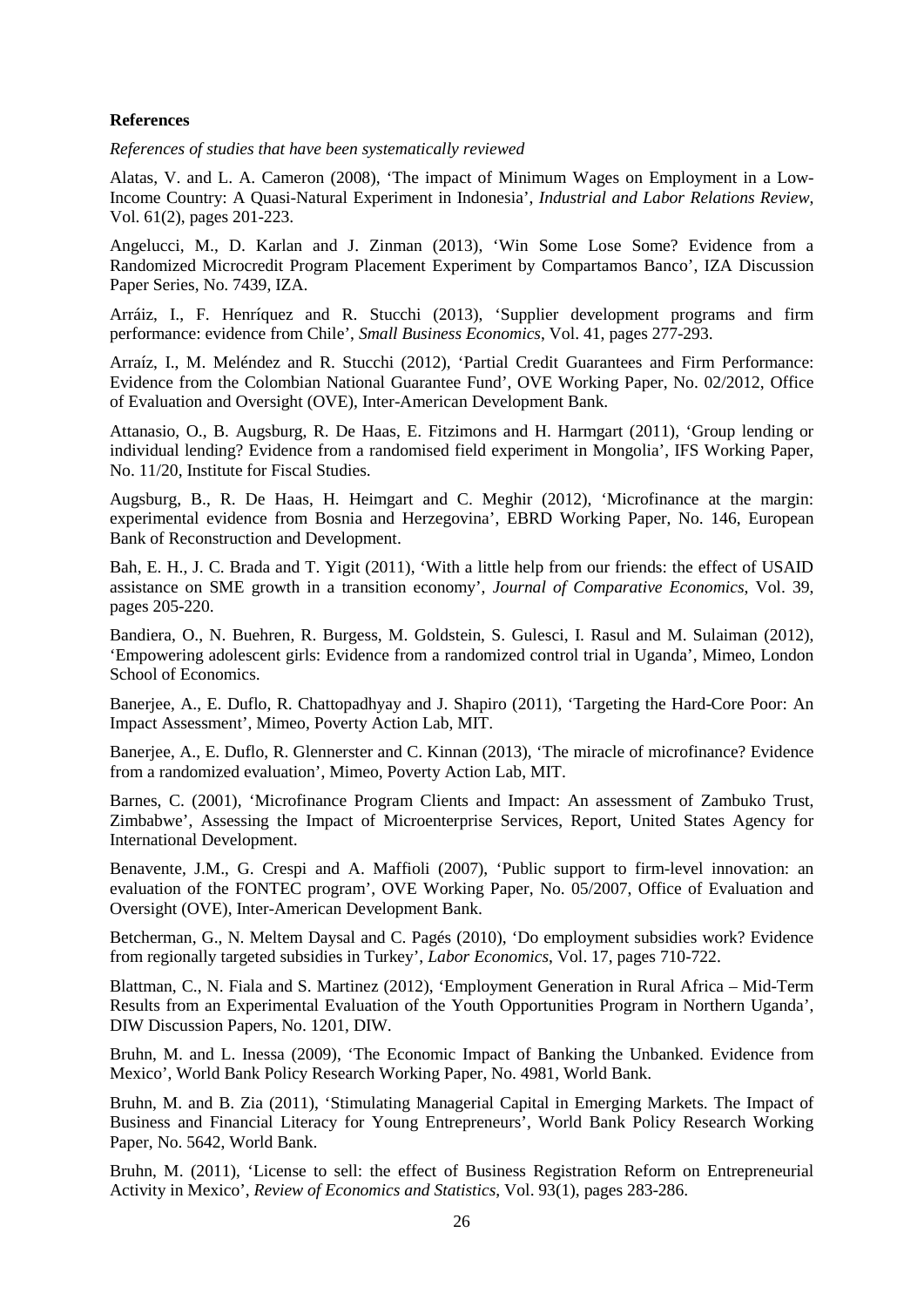**References**

*References of studies that have been systematically reviewed*

Alatas, V. and L. A. Cameron (2008), 'The impact of Minimum Wages on Employment in a Low-Income Country: A Quasi-Natural Experiment in Indonesia', *Industrial and Labor Relations Review*, Vol. 61(2), pages 201-223.

Angelucci, M., D. Karlan and J. Zinman (2013), 'Win Some Lose Some? Evidence from a Randomized Microcredit Program Placement Experiment by Compartamos Banco', IZA Discussion Paper Series, No. 7439, IZA.

Arráiz, I., F. Henríquez and R. Stucchi (2013), 'Supplier development programs and firm performance: evidence from Chile', *Small Business Economics*, Vol. 41, pages 277-293.

Arraíz, I., M. Meléndez and R. Stucchi (2012), 'Partial Credit Guarantees and Firm Performance: Evidence from the Colombian National Guarantee Fund', OVE Working Paper, No. 02/2012, Office of Evaluation and Oversight (OVE), Inter-American Development Bank.

Attanasio, O., B. Augsburg, R. De Haas, E. Fitzimons and H. Harmgart (2011), 'Group lending or individual lending? Evidence from a randomised field experiment in Mongolia', IFS Working Paper, No. 11/20, Institute for Fiscal Studies.

Augsburg, B., R. De Haas, H. Heimgart and C. Meghir (2012), 'Microfinance at the margin: experimental evidence from Bosnia and Herzegovina', EBRD Working Paper, No. 146, European Bank of Reconstruction and Development.

Bah, E. H., J. C. Brada and T. Yigit (2011), 'With a little help from our friends: the effect of USAID assistance on SME growth in a transition economy', *Journal of Comparative Economics*, Vol. 39, pages 205-220.

Bandiera, O., N. Buehren, R. Burgess, M. Goldstein, S. Gulesci, I. Rasul and M. Sulaiman (2012), 'Empowering adolescent girls: Evidence from a randomized control trial in Uganda', Mimeo, London School of Economics.

Banerjee, A., E. Duflo, R. Chattopadhyay and J. Shapiro (2011), 'Targeting the Hard-Core Poor: An Impact Assessment', Mimeo, Poverty Action Lab, MIT.

Banerjee, A., E. Duflo, R. Glennerster and C. Kinnan (2013), 'The miracle of microfinance? Evidence from a randomized evaluation', Mimeo, Poverty Action Lab, MIT.

Barnes, C. (2001), 'Microfinance Program Clients and Impact: An assessment of Zambuko Trust, Zimbabwe', Assessing the Impact of Microenterprise Services, Report, United States Agency for International Development.

Benavente, J.M., G. Crespi and A. Maffioli (2007), 'Public support to firm-level innovation: an evaluation of the FONTEC program', OVE Working Paper, No. 05/2007, Office of Evaluation and Oversight (OVE), Inter-American Development Bank.

Betcherman, G., N. Meltem Daysal and C. Pagés (2010), 'Do employment subsidies work? Evidence from regionally targeted subsidies in Turkey', *Labor Economics*, Vol. 17, pages 710-722.

Blattman, C., N. Fiala and S. Martinez (2012), 'Employment Generation in Rural Africa – Mid-Term Results from an Experimental Evaluation of the Youth Opportunities Program in Northern Uganda', DIW Discussion Papers, No. 1201, DIW.

Bruhn, M. and L. Inessa (2009), 'The Economic Impact of Banking the Unbanked. Evidence from Mexico', World Bank Policy Research Working Paper, No. 4981, World Bank.

Bruhn, M. and B. Zia (2011), 'Stimulating Managerial Capital in Emerging Markets. The Impact of Business and Financial Literacy for Young Entrepreneurs', World Bank Policy Research Working Paper, No. 5642, World Bank.

Bruhn, M. (2011), 'License to sell: the effect of Business Registration Reform on Entrepreneurial Activity in Mexico', *Review of Economics and Statistics*, Vol. 93(1), pages 283-286.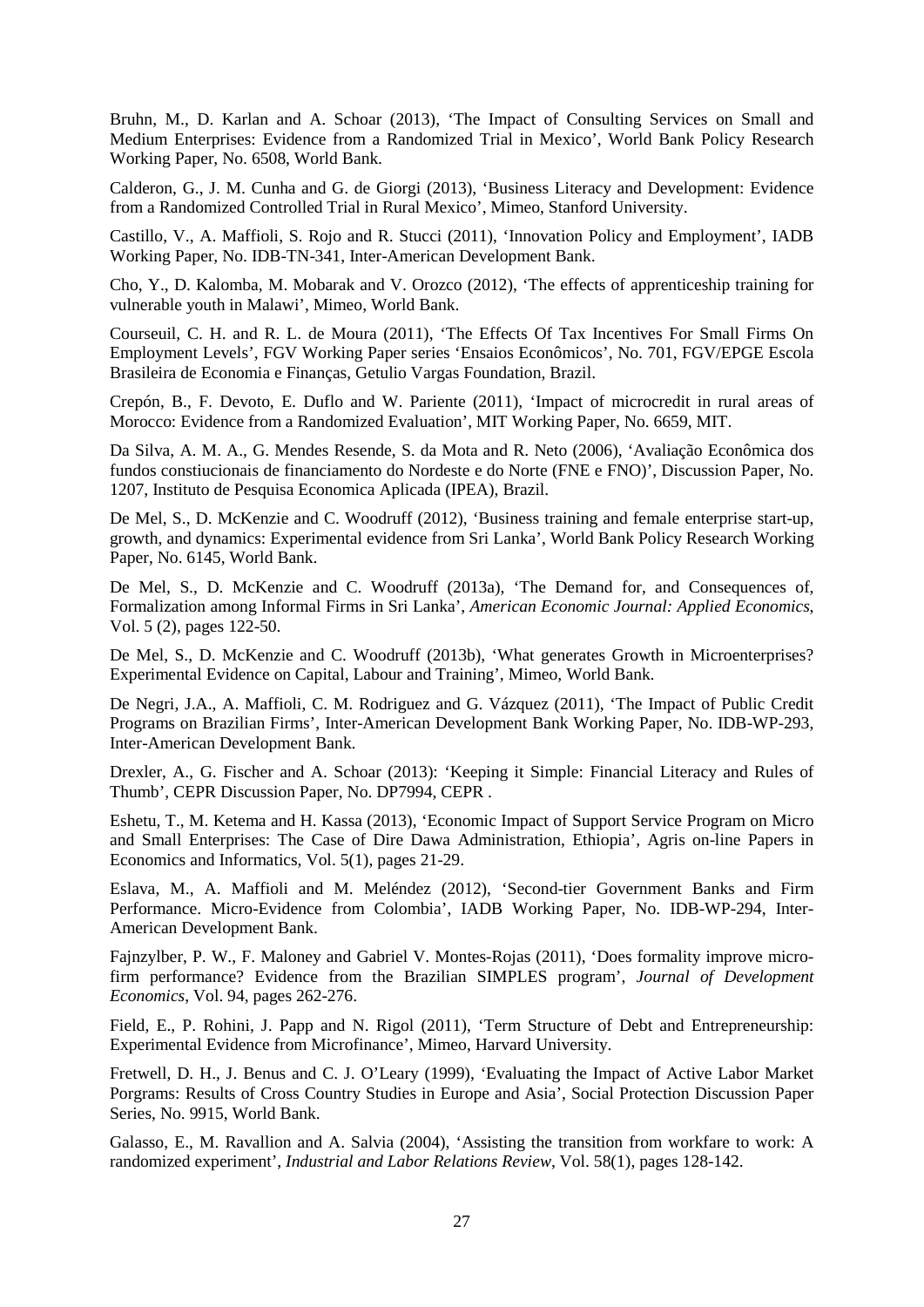Bruhn, M., D. Karlan and A. Schoar (2013), 'The Impact of Consulting Services on Small and Medium Enterprises: Evidence from a Randomized Trial in Mexico', World Bank Policy Research Working Paper, No. 6508, World Bank.

Calderon, G., J. M. Cunha and G. de Giorgi (2013), 'Business Literacy and Development: Evidence from a Randomized Controlled Trial in Rural Mexico', Mimeo, Stanford University.

Castillo, V., A. Maffioli, S. Rojo and R. Stucci (2011), 'Innovation Policy and Employment', IADB Working Paper, No. IDB-TN-341, Inter-American Development Bank.

Cho, Y., D. Kalomba, M. Mobarak and V. Orozco (2012), 'The effects of apprenticeship training for vulnerable youth in Malawi', Mimeo, World Bank.

Courseuil, C. H. and R. L. de Moura (2011), 'The Effects Of Tax Incentives For Small Firms On Employment Levels', FGV Working Paper series 'Ensaios Econômicos', No. 701, FGV/EPGE Escola Brasileira de Economia e Finanças, Getulio Vargas Foundation, Brazil.

Crepón, B., F. Devoto, E. Duflo and W. Pariente (2011), 'Impact of microcredit in rural areas of Morocco: Evidence from a Randomized Evaluation', MIT Working Paper, No. 6659, MIT.

Da Silva, A. M. A., G. Mendes Resende, S. da Mota and R. Neto (2006), 'Avaliação Econômica dos fundos constiucionais de financiamento do Nordeste e do Norte (FNE e FNO)', Discussion Paper, No. 1207, Instituto de Pesquisa Economica Aplicada (IPEA), Brazil.

De Mel, S., D. McKenzie and C. Woodruff (2012), 'Business training and female enterprise start-up, growth, and dynamics: Experimental evidence from Sri Lanka', World Bank Policy Research Working Paper, No. 6145, World Bank.

De Mel, S., D. McKenzie and C. Woodruff (2013a), 'The Demand for, and Consequences of, Formalization among Informal Firms in Sri Lanka', *American Economic Journal: Applied Economics*, Vol. 5 (2), pages 122-50.

De Mel, S., D. McKenzie and C. Woodruff (2013b), 'What generates Growth in Microenterprises? Experimental Evidence on Capital, Labour and Training', Mimeo, World Bank.

De Negri, J.A., A. Maffioli, C. M. Rodriguez and G. Vázquez (2011), 'The Impact of Public Credit Programs on Brazilian Firms', Inter-American Development Bank Working Paper, No. IDB-WP-293, Inter-American Development Bank.

Drexler, A., G. Fischer and A. Schoar (2013): 'Keeping it Simple: Financial Literacy and Rules of Thumb', CEPR Discussion Paper, No. DP7994, CEPR .

Eshetu, T., M. Ketema and H. Kassa (2013), 'Economic Impact of Support Service Program on Micro and Small Enterprises: The Case of Dire Dawa Administration, Ethiopia', Agris on-line Papers in Economics and Informatics, Vol. 5(1), pages 21-29.

Eslava, M., A. Maffioli and M. Meléndez (2012), 'Second-tier Government Banks and Firm Performance. Micro-Evidence from Colombia', IADB Working Paper, No. IDB-WP-294, Inter-American Development Bank.

Fajnzylber, P. W., F. Maloney and Gabriel V. Montes-Rojas (2011), 'Does formality improve micro-firm performance? Evidence from the Brazilian SIMPLES program', *Journal of Development Economics*, Vol. 94, pages 262-276.

Field, E., P. Rohini, J. Papp and N. Rigol (2011), 'Term Structure of Debt and Entrepreneurship: Experimental Evidence from Microfinance', Mimeo, Harvard University.

Fretwell, D. H., J. Benus and C. J. O'Leary (1999), 'Evaluating the Impact of Active Labor Market Porgrams: Results of Cross Country Studies in Europe and Asia', Social Protection Discussion Paper Series, No. 9915, World Bank.

Galasso, E., M. Ravallion and A. Salvia (2004), 'Assisting the transition from workfare to work: A randomized experiment', *Industrial and Labor Relations Review*, Vol. 58(1), pages 128-142.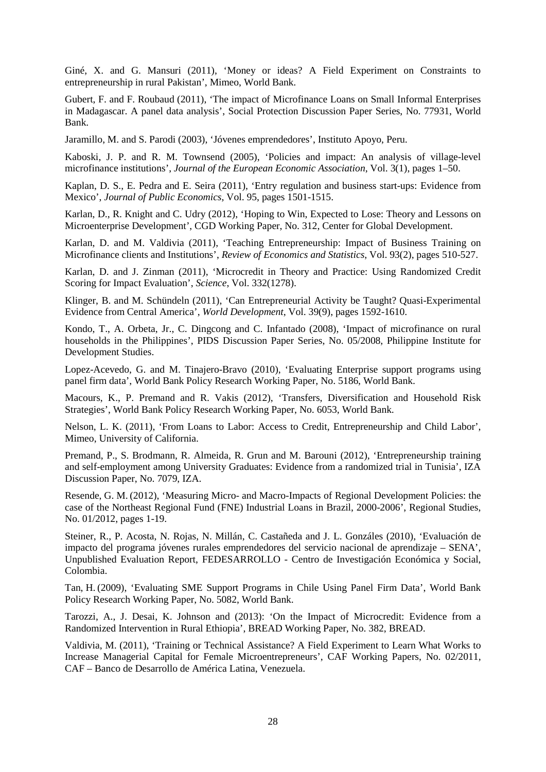Giné, X. and G. Mansuri (2011), 'Money or ideas? A Field Experiment on Constraints to entrepreneurship in rural Pakistan', Mimeo, World Bank.

Gubert, F. and F. Roubaud (2011), 'The impact of Microfinance Loans on Small Informal Enterprises in Madagascar. A panel data analysis', Social Protection Discussion Paper Series, No. 77931, World Bank.

Jaramillo, M. and S. Parodi (2003), 'Jóvenes emprendedores', Instituto Apoyo, Peru.

Kaboski, J. P. and R. M. Townsend (2005), 'Policies and impact: An analysis of village-level microfinance institutions', *Journal of the European Economic Association*, Vol. 3(1), pages 1–50.

Kaplan, D. S., E. Pedra and E. Seira (2011), 'Entry regulation and business start-ups: Evidence from Mexico', *Journal of Public Economics*, Vol. 95, pages 1501-1515.

Karlan, D., R. Knight and C. Udry (2012), 'Hoping to Win, Expected to Lose: Theory and Lessons on Microenterprise Development', CGD Working Paper, No. 312, Center for Global Development.

Karlan, D. and M. Valdivia (2011), 'Teaching Entrepreneurship: Impact of Business Training on Microfinance clients and Institutions', *Review of Economics and Statistics*, Vol. 93(2), pages 510-527.

Karlan, D. and J. Zinman (2011), 'Microcredit in Theory and Practice: Using Randomized Credit Scoring for Impact Evaluation', *Science*, Vol. 332(1278).

Klinger, B. and M. Schündeln (2011), 'Can Entrepreneurial Activity be Taught? Quasi-Experimental Evidence from Central America', *World Development*, Vol. 39(9), pages 1592-1610.

Kondo, T., A. Orbeta, Jr., C. Dingcong and C. Infantado (2008), 'Impact of microfinance on rural households in the Philippines', PIDS Discussion Paper Series, No. 05/2008, Philippine Institute for Development Studies.

Lopez-Acevedo, G. and M. Tinajero-Bravo (2010), 'Evaluating Enterprise support programs using panel firm data', World Bank Policy Research Working Paper, No. 5186, World Bank.

Macours, K., P. Premand and R. Vakis (2012), 'Transfers, Diversification and Household Risk Strategies', World Bank Policy Research Working Paper, No. 6053, World Bank.

Nelson, L. K. (2011), 'From Loans to Labor: Access to Credit, Entrepreneurship and Child Labor', Mimeo, University of California.

Premand, P., S. Brodmann, R. Almeida, R. Grun and M. Barouni (2012), 'Entrepreneurship training and self-employment among University Graduates: Evidence from a randomized trial in Tunisia', IZA Discussion Paper, No. 7079, IZA.

Resende, G. M. (2012), 'Measuring Micro- and Macro-Impacts of Regional Development Policies: the case of the Northeast Regional Fund (FNE) Industrial Loans in Brazil, 2000-2006', Regional Studies, No. 01/2012, pages 1-19.

Steiner, R., P. Acosta, N. Rojas, N. Millán, C. Castañeda and J. L. Gonzáles (2010), 'Evaluación de impacto del programa jóvenes rurales emprendedores del servicio nacional de aprendizaje – SENA', Unpublished Evaluation Report, FEDESARROLLO - Centro de Investigación Económica y Social, Colombia.

Tan, H. (2009), 'Evaluating SME Support Programs in Chile Using Panel Firm Data', World Bank Policy Research Working Paper, No. 5082, World Bank.

Tarozzi, A., J. Desai, K. Johnson and (2013): 'On the Impact of Microcredit: Evidence from a Randomized Intervention in Rural Ethiopia', BREAD Working Paper, No. 382, BREAD.

Valdivia, M. (2011), 'Training or Technical Assistance? A Field Experiment to Learn What Works to Increase Managerial Capital for Female Microentrepreneurs', CAF Working Papers, No. 02/2011, CAF – Banco de Desarrollo de América Latina, Venezuela.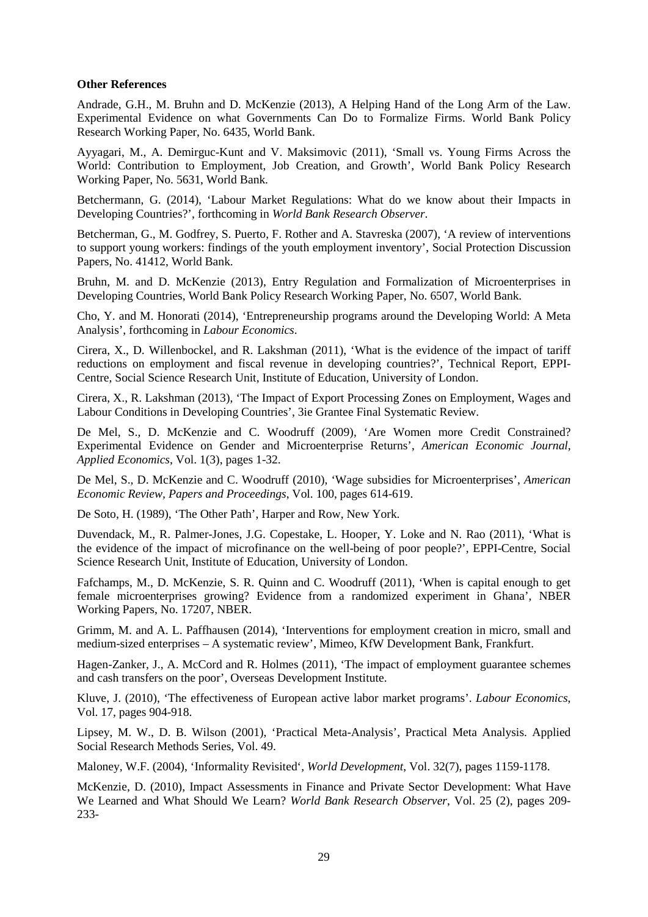**Other References**

Andrade, G.H., M. Bruhn and D. McKenzie (2013), A Helping Hand of the Long Arm of the Law. Experimental Evidence on what Governments Can Do to Formalize Firms. World Bank Policy Research Working Paper, No. 6435, World Bank.

Ayyagari, M., A. Demirguc-Kunt and V. Maksimovic (2011), 'Small vs. Young Firms Across the World: Contribution to Employment, Job Creation, and Growth', World Bank Policy Research Working Paper, No. 5631, World Bank.

Betchermann, G. (2014), 'Labour Market Regulations: What do we know about their Impacts in Developing Countries?', forthcoming in *World Bank Research Observer*.

Betcherman, G., M. Godfrey, S. Puerto, F. Rother and A. Stavreska (2007), 'A review of interventions to support young workers: findings of the youth employment inventory', Social Protection Discussion Papers, No. 41412, World Bank.

Bruhn, M. and D. McKenzie (2013), Entry Regulation and Formalization of Microenterprises in Developing Countries, World Bank Policy Research Working Paper, No. 6507, World Bank.

Cho, Y. and M. Honorati (2014), 'Entrepreneurship programs around the Developing World: A Meta Analysis', forthcoming in *Labour Economics*.

Cirera, X., D. Willenbockel, and R. Lakshman (2011), 'What is the evidence of the impact of tariff reductions on employment and fiscal revenue in developing countries?', Technical Report, EPPI-Centre, Social Science Research Unit, Institute of Education, University of London.

Cirera, X., R. Lakshman (2013), 'The Impact of Export Processing Zones on Employment, Wages and Labour Conditions in Developing Countries', 3ie Grantee Final Systematic Review.

De Mel, S., D. McKenzie and C. Woodruff (2009), 'Are Women more Credit Constrained? Experimental Evidence on Gender and Microenterprise Returns', *American Economic Journal, Applied Economics*, Vol. 1(3), pages 1-32.

De Mel, S., D. McKenzie and C. Woodruff (2010), 'Wage subsidies for Microenterprises', *American Economic Review, Papers and Proceedings*, Vol. 100, pages 614-619.

De Soto, H. (1989), 'The Other Path', Harper and Row, New York.

Duvendack, M., R. Palmer-Jones, J.G. Copestake, L. Hooper, Y. Loke and N. Rao (2011), 'What is the evidence of the impact of microfinance on the well-being of poor people?', EPPI-Centre, Social Science Research Unit, Institute of Education, University of London.

Fafchamps, M., D. McKenzie, S. R. Quinn and C. Woodruff (2011), 'When is capital enough to get female microenterprises growing? Evidence from a randomized experiment in Ghana', NBER Working Papers, No. 17207, NBER.

Grimm, M. and A. L. Paffhausen (2014), 'Interventions for employment creation in micro, small and medium-sized enterprises – A systematic review', Mimeo, KfW Development Bank, Frankfurt.

Hagen-Zanker, J., A. McCord and R. Holmes (2011), 'The impact of employment guarantee schemes and cash transfers on the poor', Overseas Development Institute.

Kluve, J. (2010), 'The effectiveness of European active labor market programs'. *Labour Economics*, Vol. 17, pages 904-918.

Lipsey, M. W., D. B. Wilson (2001), 'Practical Meta-Analysis', Practical Meta Analysis. Applied Social Research Methods Series, Vol. 49.

Maloney, W.F. (2004), 'Informality Revisited', *World Development*, Vol. 32(7), pages 1159-1178.

McKenzie, D. (2010), Impact Assessments in Finance and Private Sector Development: What Have We Learned and What Should We Learn? *World Bank Research Observer*, Vol. 25 (2), pages 209-233-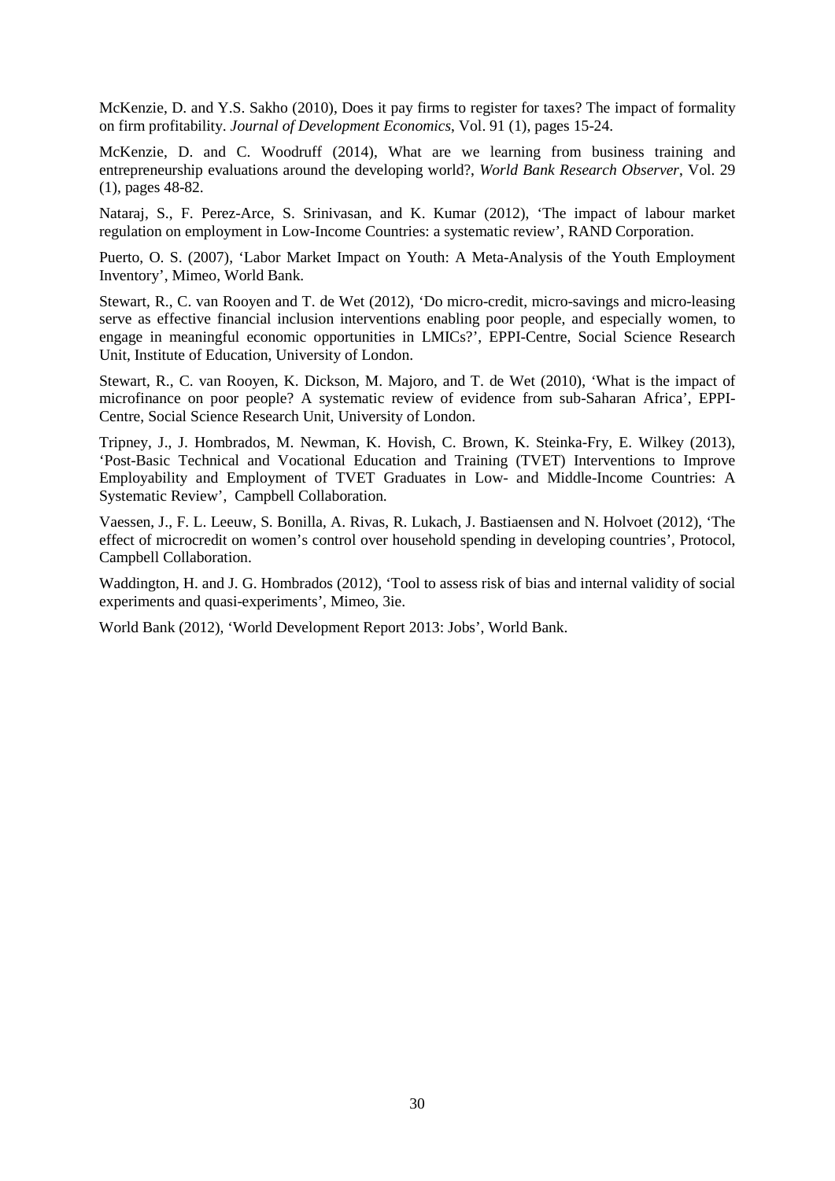McKenzie, D. and Y.S. Sakho (2010), Does it pay firms to register for taxes? The impact of formality on firm profitability. *Journal of Development Economics*, Vol. 91 (1), pages 15-24.

McKenzie, D. and C. Woodruff (2014), What are we learning from business training and entrepreneurship evaluations around the developing world?, *World Bank Research Observer*, Vol. 29 (1), pages 48-82.

Nataraj, S., F. Perez-Arce, S. Srinivasan, and K. Kumar (2012), 'The impact of labour market regulation on employment in Low-Income Countries: a systematic review', RAND Corporation.

Puerto, O. S. (2007), 'Labor Market Impact on Youth: A Meta-Analysis of the Youth Employment Inventory', Mimeo, World Bank.

Stewart, R., C. van Rooyen and T. de Wet (2012), 'Do micro-credit, micro-savings and micro-leasing serve as effective financial inclusion interventions enabling poor people, and especially women, to engage in meaningful economic opportunities in LMICs?', EPPI-Centre, Social Science Research Unit, Institute of Education, University of London.

Stewart, R., C. van Rooyen, K. Dickson, M. Majoro, and T. de Wet (2010), 'What is the impact of microfinance on poor people? A systematic review of evidence from sub-Saharan Africa', EPPI-Centre, Social Science Research Unit, University of London.

Tripney, J., J. Hombrados, M. Newman, K. Hovish, C. Brown, K. Steinka-Fry, E. Wilkey (2013), 'Post-Basic Technical and Vocational Education and Training (TVET) Interventions to Improve Employability and Employment of TVET Graduates in Low- and Middle-Income Countries: A Systematic Review', Campbell Collaboration.

Vaessen, J., F. L. Leeuw, S. Bonilla, A. Rivas, R. Lukach, J. Bastiaensen and N. Holvoet (2012), 'The effect of microcredit on women's control over household spending in developing countries', Protocol, Campbell Collaboration.

Waddington, H. and J. G. Hombrados (2012), 'Tool to assess risk of bias and internal validity of social experiments and quasi-experiments', Mimeo, 3ie.

World Bank (2012), 'World Development Report 2013: Jobs', World Bank.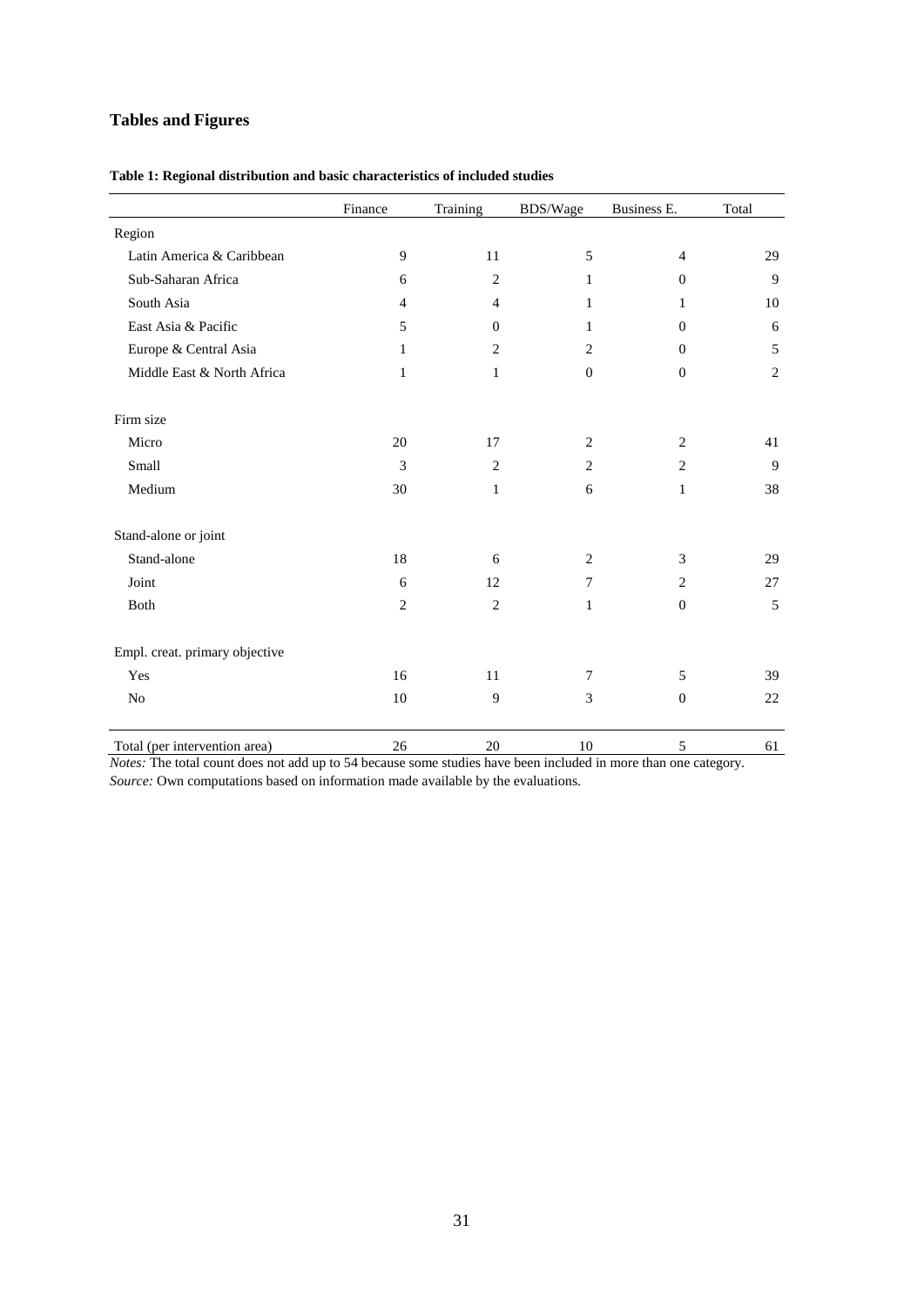## Tables and Figures

**Table 1: Regional distribution and basic characteristics of included studies**

| | Finance | Training | BDS/Wage | Business E. | Total |
|---|---|---|---|---|---|
| Region | | | | | |
| Latin America & Caribbean | 9 | 11 | 5 | 4 | 29 |
| Sub-Saharan Africa | 6 | 2 | 1 | 0 | 9 |
| South Asia | 4 | 4 | 1 | 1 | 10 |
| East Asia & Pacific | 5 | 0 | 1 | 0 | 6 |
| Europe & Central Asia | 1 | 2 | 2 | 0 | 5 |
| Middle East & North Africa | 1 | 1 | 0 | 0 | 2 |
| Firm size | | | | | |
| Micro | 20 | 17 | 2 | 2 | 41 |
| Small | 3 | 2 | 2 | 2 | 9 |
| Medium | 30 | 1 | 6 | 1 | 38 |
| Stand-alone or joint | | | | | |
| Stand-alone | 18 | 6 | 2 | 3 | 29 |
| Joint | 6 | 12 | 7 | 2 | 27 |
| Both | 2 | 2 | 1 | 0 | 5 |
| Empl. creat. primary objective | | | | | |
| Yes | 16 | 11 | 7 | 5 | 39 |
| No | 10 | 9 | 3 | 0 | 22 |
| Total (per intervention area) | 26 | 20 | 10 | 5 | 61 |

*Notes:* The total count does not add up to 54 because some studies have been included in more than one category.
*Source:* Own computations based on information made available by the evaluations.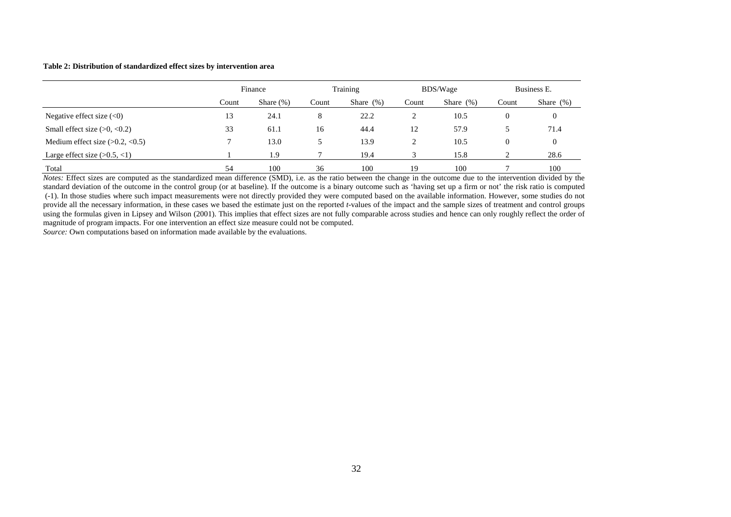**Table 2: Distribution of standardized effect sizes by intervention area**

| | Finance | | Training | | BDS/Wage | | Business E. | |
|---|---|---|---|---|---|---|---|---|
| | Count | Share (%) | Count | Share (%) | Count | Share (%) | Count | Share (%) |
| Negative effect size (<0) | 13 | 24.1 | 8 | 22.2 | 2 | 10.5 | 0 | 0 |
| Small effect size (>0, <0.2) | 33 | 61.1 | 16 | 44.4 | 12 | 57.9 | 5 | 71.4 |
| Medium effect size (>0.2, <0.5) | 7 | 13.0 | 5 | 13.9 | 2 | 10.5 | 0 | 0 |
| Large effect size (>0.5, <1) | 1 | 1.9 | 7 | 19.4 | 3 | 15.8 | 2 | 28.6 |
| Total | 54 | 100 | 36 | 100 | 19 | 100 | 7 | 100 |

*Notes:* Effect sizes are computed as the standardized mean difference (SMD), i.e. as the ratio between the change in the outcome due to the intervention divided by the standard deviation of the outcome in the control group (or at baseline). If the outcome is a binary outcome such as 'having set up a firm or not' the risk ratio is computed (-1). In those studies where such impact measurements were not directly provided they were computed based on the available information. However, some studies do not provide all the necessary information, in these cases we based the estimate just on the reported *t*-values of the impact and the sample sizes of treatment and control groups using the formulas given in Lipsey and Wilson (2001). This implies that effect sizes are not fully comparable across studies and hence can only roughly reflect the order of magnitude of program impacts. For one intervention an effect size measure could not be computed.

*Source:* Own computations based on information made available by the evaluations.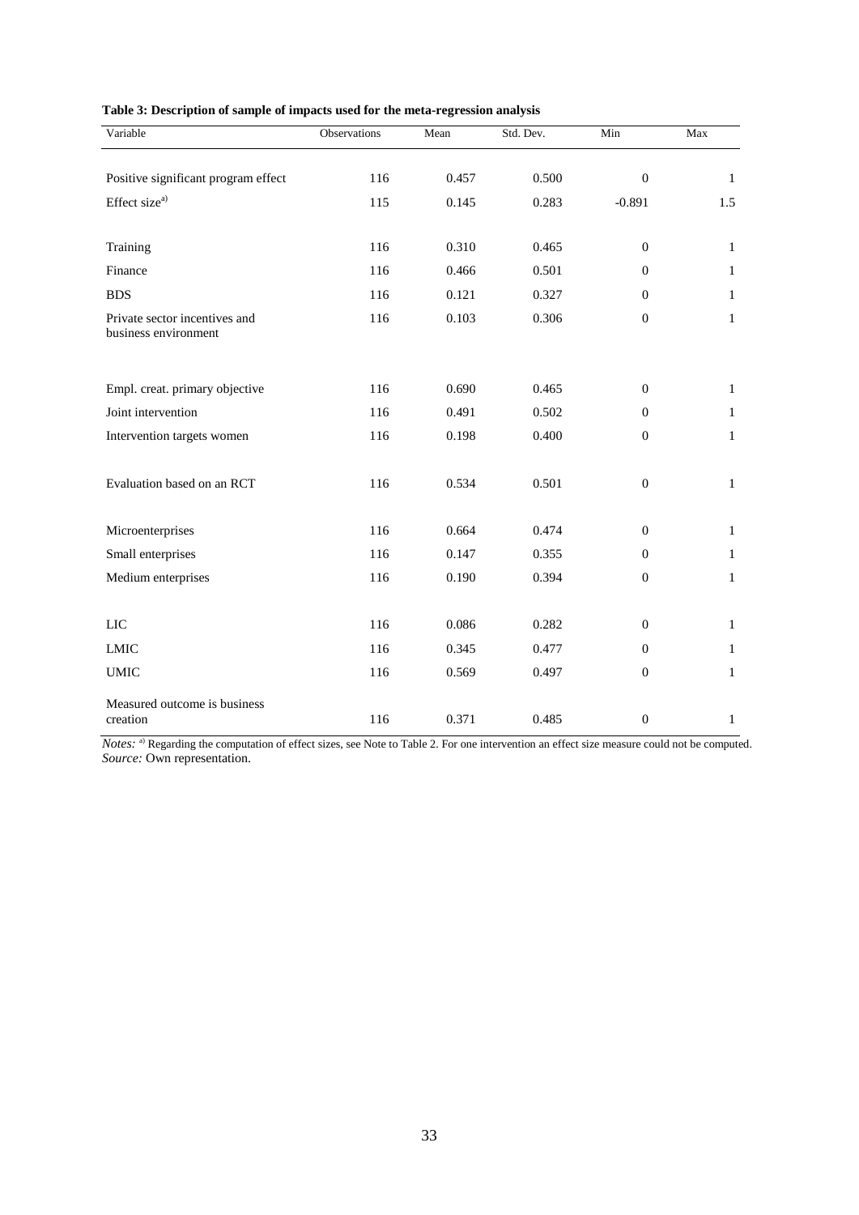**Table 3: Description of sample of impacts used for the meta-regression analysis**

| Variable | Observations | Mean | Std. Dev. | Min | Max |
|---|---|---|---|---|---|
| Positive significant program effect | 116 | 0.457 | 0.500 | 0 | 1 |
| Effect size[a)] | 115 | 0.145 | 0.283 | -0.891 | 1.5 |
| Training | 116 | 0.310 | 0.465 | 0 | 1 |
| Finance | 116 | 0.466 | 0.501 | 0 | 1 |
| BDS | 116 | 0.121 | 0.327 | 0 | 1 |
| Private sector incentives and business environment | 116 | 0.103 | 0.306 | 0 | 1 |
| Empl. creat. primary objective | 116 | 0.690 | 0.465 | 0 | 1 |
| Joint intervention | 116 | 0.491 | 0.502 | 0 | 1 |
| Intervention targets women | 116 | 0.198 | 0.400 | 0 | 1 |
| Evaluation based on an RCT | 116 | 0.534 | 0.501 | 0 | 1 |
| Microenterprises | 116 | 0.664 | 0.474 | 0 | 1 |
| Small enterprises | 116 | 0.147 | 0.355 | 0 | 1 |
| Medium enterprises | 116 | 0.190 | 0.394 | 0 | 1 |
| LIC | 116 | 0.086 | 0.282 | 0 | 1 |
| LMIC | 116 | 0.345 | 0.477 | 0 | 1 |
| UMIC | 116 | 0.569 | 0.497 | 0 | 1 |
| Measured outcome is business creation | 116 | 0.371 | 0.485 | 0 | 1 |

*Notes:* [a)] Regarding the computation of effect sizes, see Note to Table 2. For one intervention an effect size measure could not be computed.
*Source:* Own representation.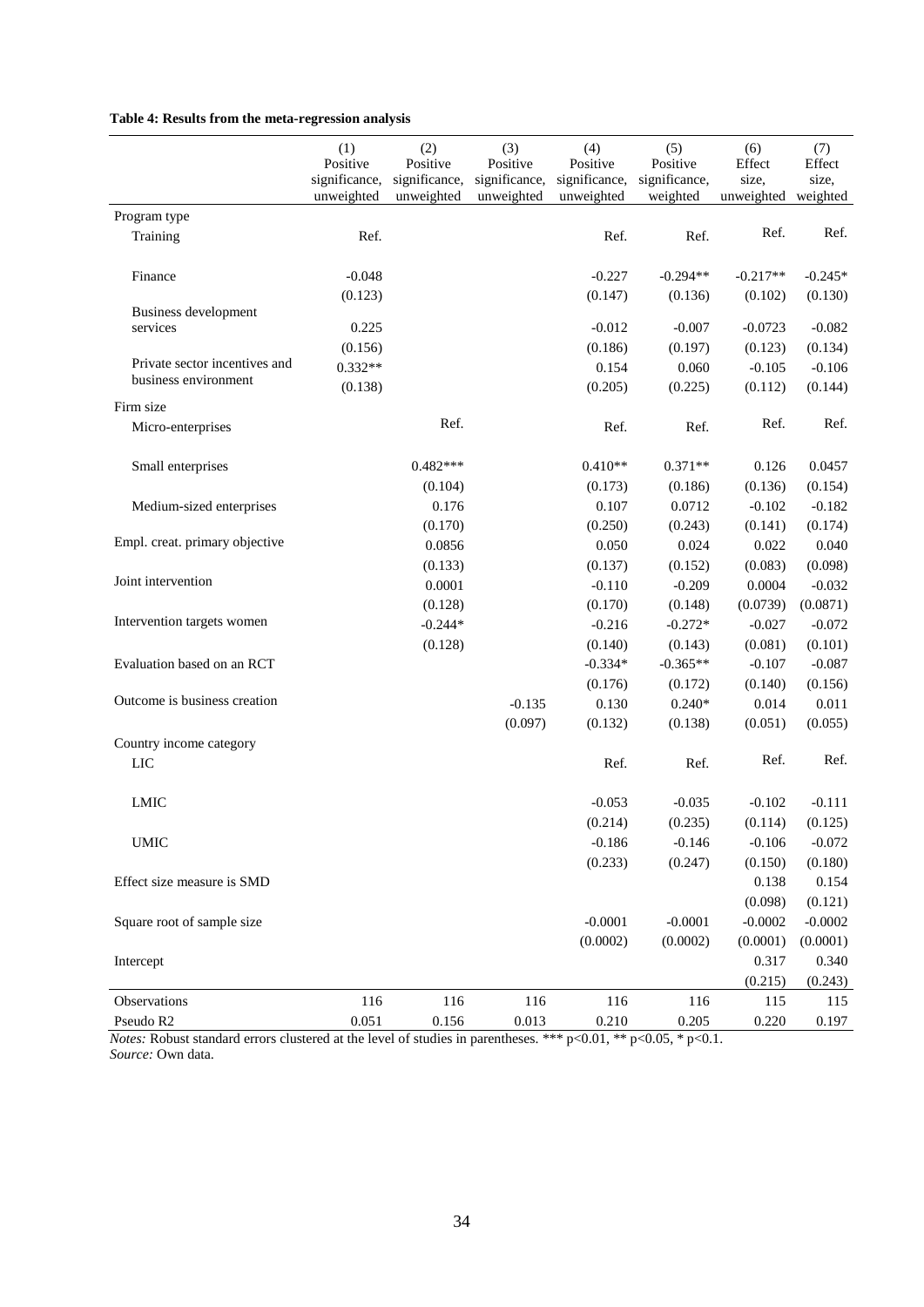**Table 4: Results from the meta-regression analysis**

| | (1) Positive significance, unweighted | (2) Positive significance, unweighted | (3) Positive significance, unweighted | (4) Positive significance, unweighted | (5) Positive significance, weighted | (6) Effect size, unweighted | (7) Effect size, weighted |
|---|---|---|---|---|---|---|---|
| Program type | | | | | | | |
| Training | Ref. | | | Ref. | Ref. | Ref. | Ref. |
| Finance | -0.048 | | | -0.227 | -0.294** | -0.217** | -0.245* |
| | (0.123) | | | (0.147) | (0.136) | (0.102) | (0.130) |
| Business development services | 0.225 | | | -0.012 | -0.007 | -0.0723 | -0.082 |
| | (0.156) | | | (0.186) | (0.197) | (0.123) | (0.134) |
| Private sector incentives and business environment | 0.332** | | | 0.154 | 0.060 | -0.105 | -0.106 |
| | (0.138) | | | (0.205) | (0.225) | (0.112) | (0.144) |
| Firm size | | | | | | | |
| Micro-enterprises | | Ref. | | Ref. | Ref. | Ref. | Ref. |
| Small enterprises | | 0.482*** | | 0.410** | 0.371** | 0.126 | 0.0457 |
| | | (0.104) | | (0.173) | (0.186) | (0.136) | (0.154) |
| Medium-sized enterprises | | 0.176 | | 0.107 | 0.0712 | -0.102 | -0.182 |
| | | (0.170) | | (0.250) | (0.243) | (0.141) | (0.174) |
| Empl. creat. primary objective | | 0.0856 | | 0.050 | 0.024 | 0.022 | 0.040 |
| | | (0.133) | | (0.137) | (0.152) | (0.083) | (0.098) |
| Joint intervention | | 0.0001 | | -0.110 | -0.209 | 0.0004 | -0.032 |
| | | (0.128) | | (0.170) | (0.148) | (0.0739) | (0.0871) |
| Intervention targets women | | -0.244* | | -0.216 | -0.272* | -0.027 | -0.072 |
| | | (0.128) | | (0.140) | (0.143) | (0.081) | (0.101) |
| Evaluation based on an RCT | | | | -0.334* | -0.365** | -0.107 | -0.087 |
| | | | | (0.176) | (0.172) | (0.140) | (0.156) |
| Outcome is business creation | | | -0.135 | 0.130 | 0.240* | 0.014 | 0.011 |
| | | | (0.097) | (0.132) | (0.138) | (0.051) | (0.055) |
| Country income category | | | | | | | |
| LIC | | | | Ref. | Ref. | Ref. | Ref. |
| LMIC | | | | -0.053 | -0.035 | -0.102 | -0.111 |
| | | | | (0.214) | (0.235) | (0.114) | (0.125) |
| UMIC | | | | -0.186 | -0.146 | -0.106 | -0.072 |
| | | | | (0.233) | (0.247) | (0.150) | (0.180) |
| Effect size measure is SMD | | | | | | 0.138 | 0.154 |
| | | | | | | (0.098) | (0.121) |
| Square root of sample size | | | | -0.0001 | -0.0001 | -0.0002 | -0.0002 |
| | | | | (0.0002) | (0.0002) | (0.0001) | (0.0001) |
| Intercept | | | | | | 0.317 | 0.340 |
| | | | | | | (0.215) | (0.243) |
| Observations | 116 | 116 | 116 | 116 | 116 | 115 | 115 |
| Pseudo R2 | 0.051 | 0.156 | 0.013 | 0.210 | 0.205 | 0.220 | 0.197 |

*Notes:* Robust standard errors clustered at the level of studies in parentheses. *** $p<0.01$, ** $p<0.05$, * $p<0.1$.
*Source:* Own data.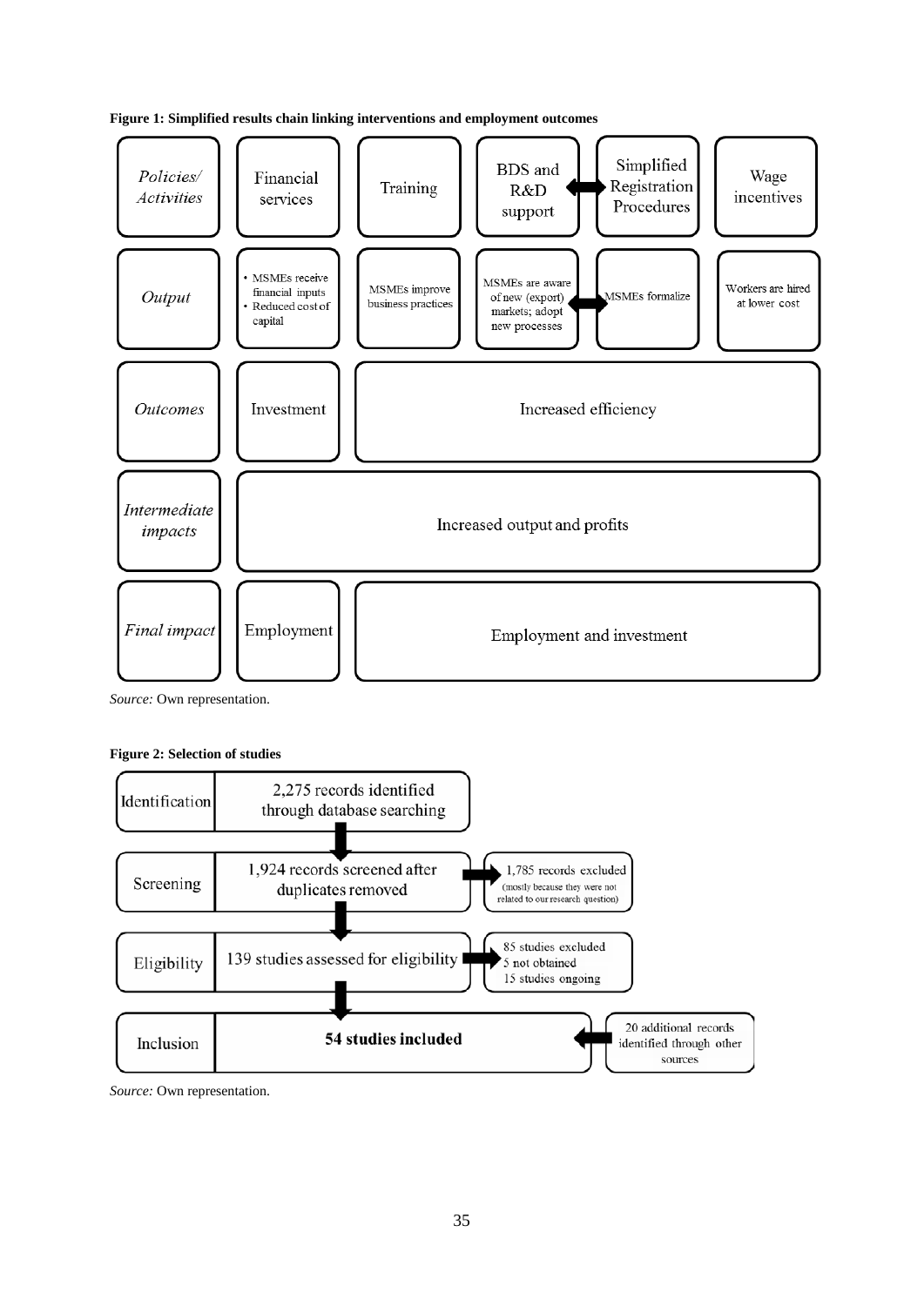**Figure 1: Simplified results chain linking interventions and employment outcomes**

*Policies/ Activities*

Financial services

Training

BDS and R&D support

Simplified Registration Procedures

Wage incentives

*Output*

- MSMEs receive financial inputs
- Reduced cost of capital

MSMEs improve business practices

MSMEs are aware of new (export) markets; adopt new processes

MSMEs formalize

Workers are hired at lower cost

*Outcomes*

Investment

Increased efficiency

*Intermediate impacts*

Increased output and profits

*Final impact*

Employment

Employment and investment

*Source:* Own representation.

**Figure 2: Selection of studies**

Identification

2,275 records identified through database searching

Screening

1,924 records screened after duplicates removed

1,785 records excluded (mostly because they were not related to our research question)

Eligibility

139 studies assessed for eligibility

85 studies excluded
5 not obtained
15 studies ongoing

Inclusion

**54 studies included**

20 additional records identified through other sources

*Source:* Own representation.